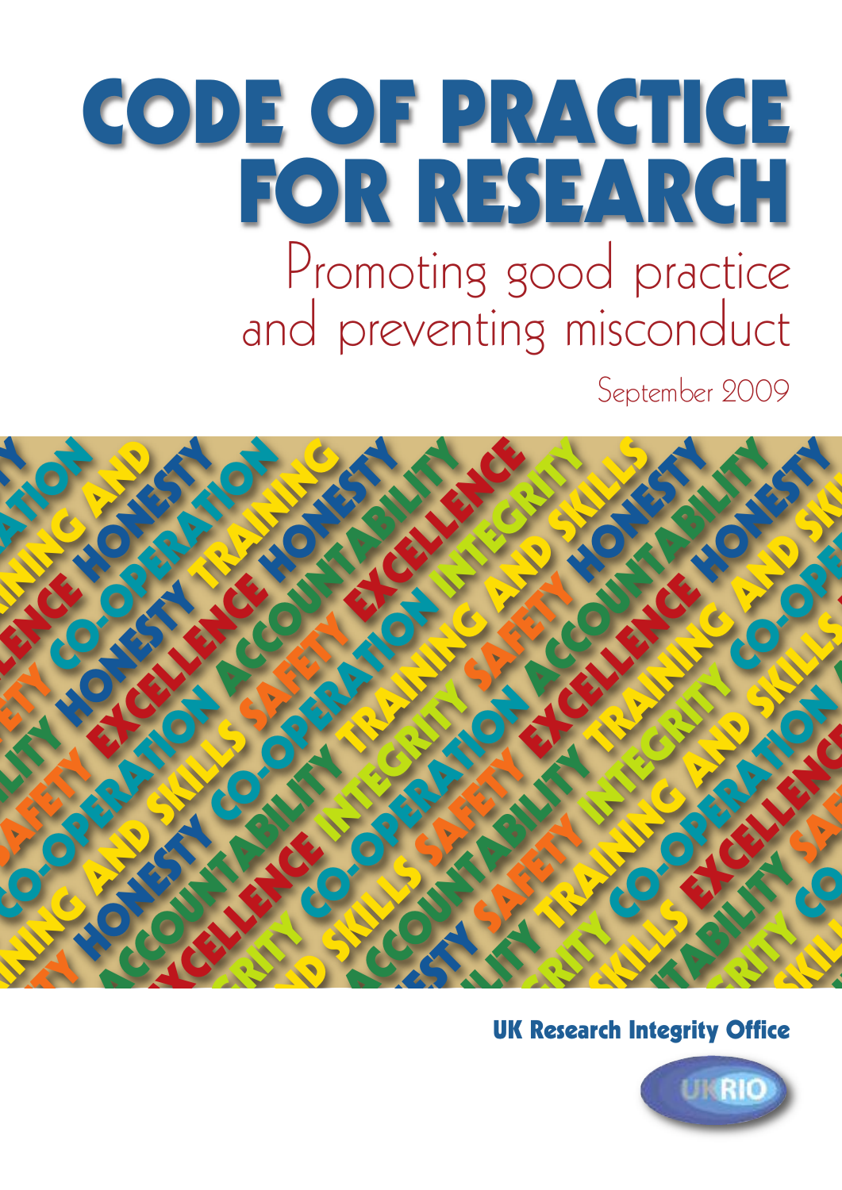# CODE OF PRACTICE FOR RESEARCH

## Promoting good practice and preventing misconduct

September 2009

**UK Research Integrity Office**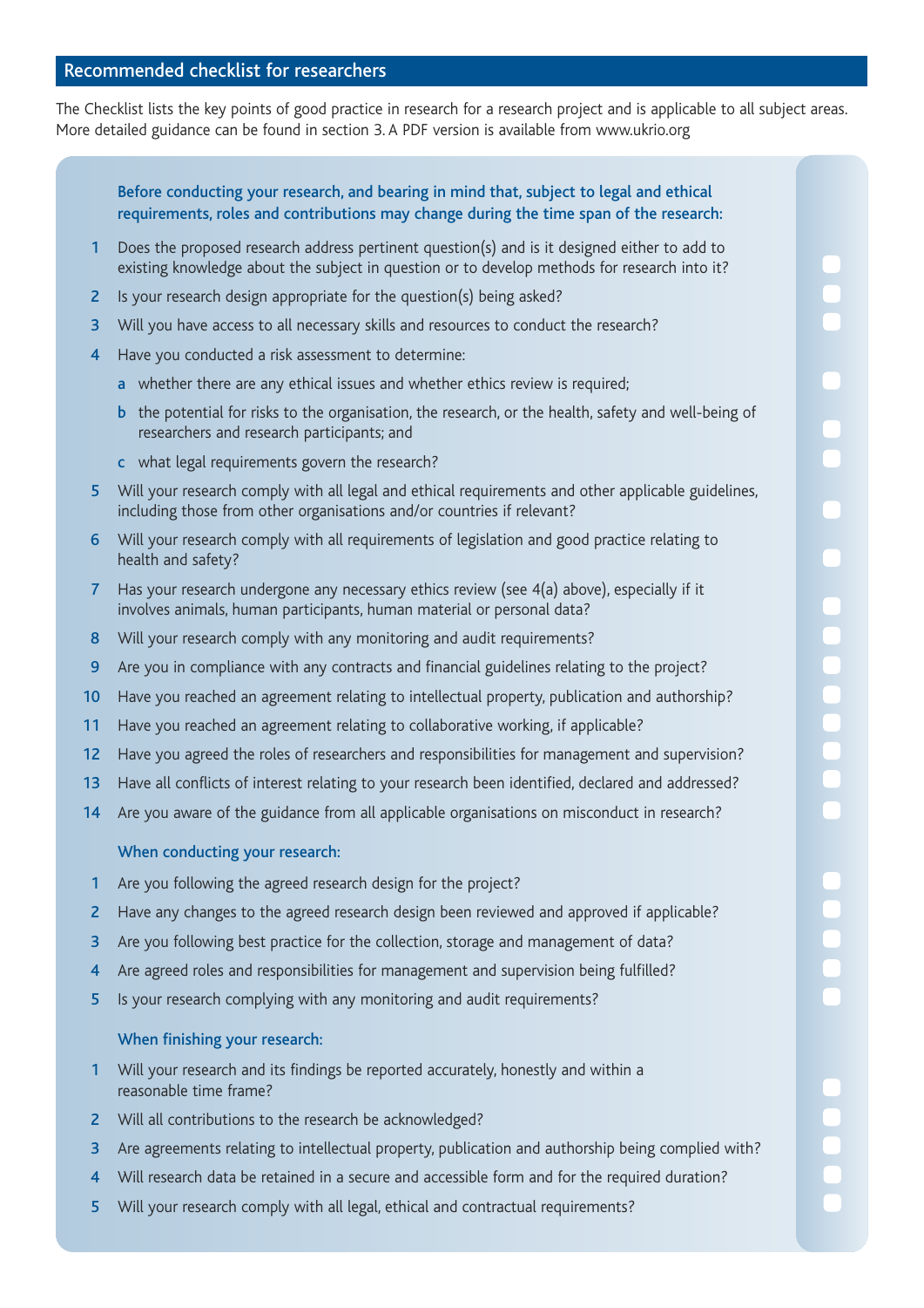## Recommended checklist for researchers

The Checklist lists the key points of good practice in research for a research project and is applicable to all subject areas. More detailed guidance can be found in section 3. A PDF version is available from www.ukrio.org

### Before conducting your research, and bearing in mind that, subject to legal and ethical requirements, roles and contributions may change during the time span of the research:

1. Does the proposed research address pertinent question(s) and is it designed either to add to existing knowledge about the subject in question or to develop methods for research into it? ☐
2. Is your research design appropriate for the question(s) being asked? ☐
3. Will you have access to all necessary skills and resources to conduct the research? ☐
4. Have you conducted a risk assessment to determine:
   - a. whether there are any ethical issues and whether ethics review is required; ☐
   - b. the potential for risks to the organisation, the research, or the health, safety and well-being of researchers and research participants; and ☐
   - c. what legal requirements govern the research? ☐
5. Will your research comply with all legal and ethical requirements and other applicable guidelines, including those from other organisations and/or countries if relevant? ☐
6. Will your research comply with all requirements of legislation and good practice relating to health and safety? ☐
7. Has your research undergone any necessary ethics review (see 4(a) above), especially if it involves animals, human participants, human material or personal data? ☐
8. Will your research comply with any monitoring and audit requirements? ☐
9. Are you in compliance with any contracts and financial guidelines relating to the project? ☐
10. Have you reached an agreement relating to intellectual property, publication and authorship? ☐
11. Have you reached an agreement relating to collaborative working, if applicable? ☐
12. Have you agreed the roles of researchers and responsibilities for management and supervision? ☐
13. Have all conflicts of interest relating to your research been identified, declared and addressed? ☐
14. Are you aware of the guidance from all applicable organisations on misconduct in research? ☐

### When conducting your research:

1. Are you following the agreed research design for the project? ☐
2. Have any changes to the agreed research design been reviewed and approved if applicable? ☐
3. Are you following best practice for the collection, storage and management of data? ☐
4. Are agreed roles and responsibilities for management and supervision being fulfilled? ☐
5. Is your research complying with any monitoring and audit requirements? ☐

### When finishing your research:

1. Will your research and its findings be reported accurately, honestly and within a reasonable time frame? ☐
2. Will all contributions to the research be acknowledged? ☐
3. Are agreements relating to intellectual property, publication and authorship being complied with? ☐
4. Will research data be retained in a secure and accessible form and for the required duration? ☐
5. Will your research comply with all legal, ethical and contractual requirements? ☐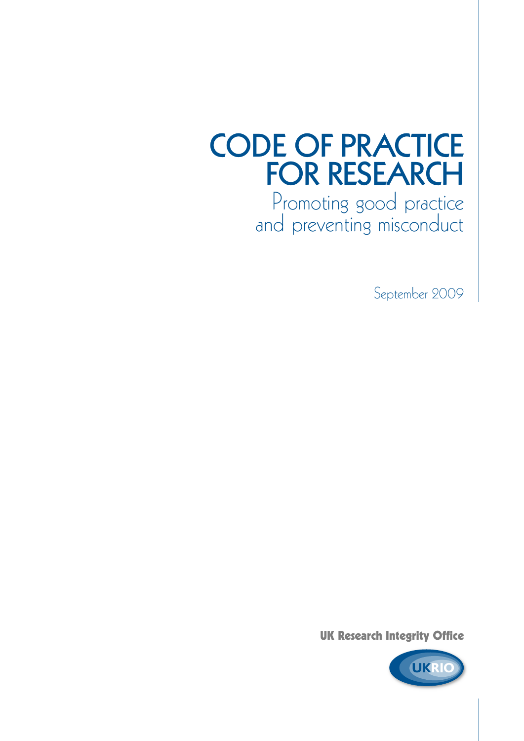# CODE OF PRACTICE FOR RESEARCH

## Promoting good practice and preventing misconduct

September 2009

**UK Research Integrity Office**

UKRIO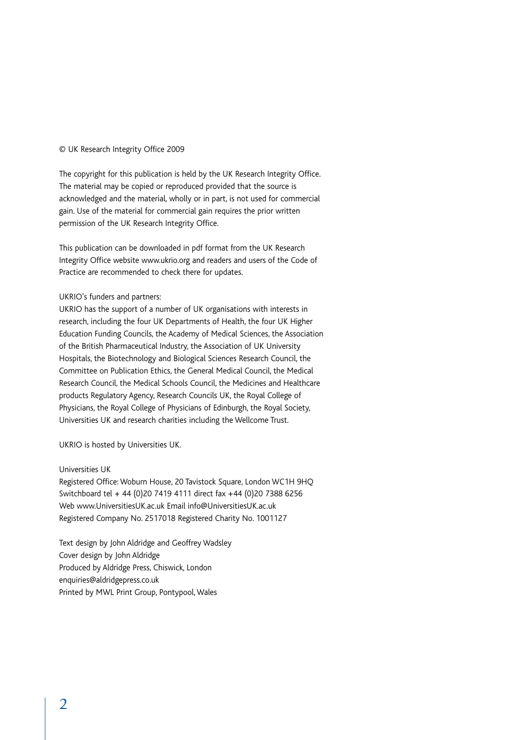© UK Research Integrity Office 2009

The copyright for this publication is held by the UK Research Integrity Office. The material may be copied or reproduced provided that the source is acknowledged and the material, wholly or in part, is not used for commercial gain. Use of the material for commercial gain requires the prior written permission of the UK Research Integrity Office.

This publication can be downloaded in pdf format from the UK Research Integrity Office website www.ukrio.org and readers and users of the Code of Practice are recommended to check there for updates.

UKRIO's funders and partners:
UKRIO has the support of a number of UK organisations with interests in research, including the four UK Departments of Health, the four UK Higher Education Funding Councils, the Academy of Medical Sciences, the Association of the British Pharmaceutical Industry, the Association of UK University Hospitals, the Biotechnology and Biological Sciences Research Council, the Committee on Publication Ethics, the General Medical Council, the Medical Research Council, the Medical Schools Council, the Medicines and Healthcare products Regulatory Agency, Research Councils UK, the Royal College of Physicians, the Royal College of Physicians of Edinburgh, the Royal Society, Universities UK and research charities including the Wellcome Trust.

UKRIO is hosted by Universities UK.

Universities UK
Registered Office: Woburn House, 20 Tavistock Square, London WC1H 9HQ
Switchboard tel + 44 (0)20 7419 4111 direct fax +44 (0)20 7388 6256
Web www.UniversitiesUK.ac.uk Email info@UniversitiesUK.ac.uk
Registered Company No. 2517018 Registered Charity No. 1001127

Text design by John Aldridge and Geoffrey Wadsley
Cover design by John Aldridge
Produced by Aldridge Press, Chiswick, London
enquiries@aldridgepress.co.uk
Printed by MWL Print Group, Pontypool, Wales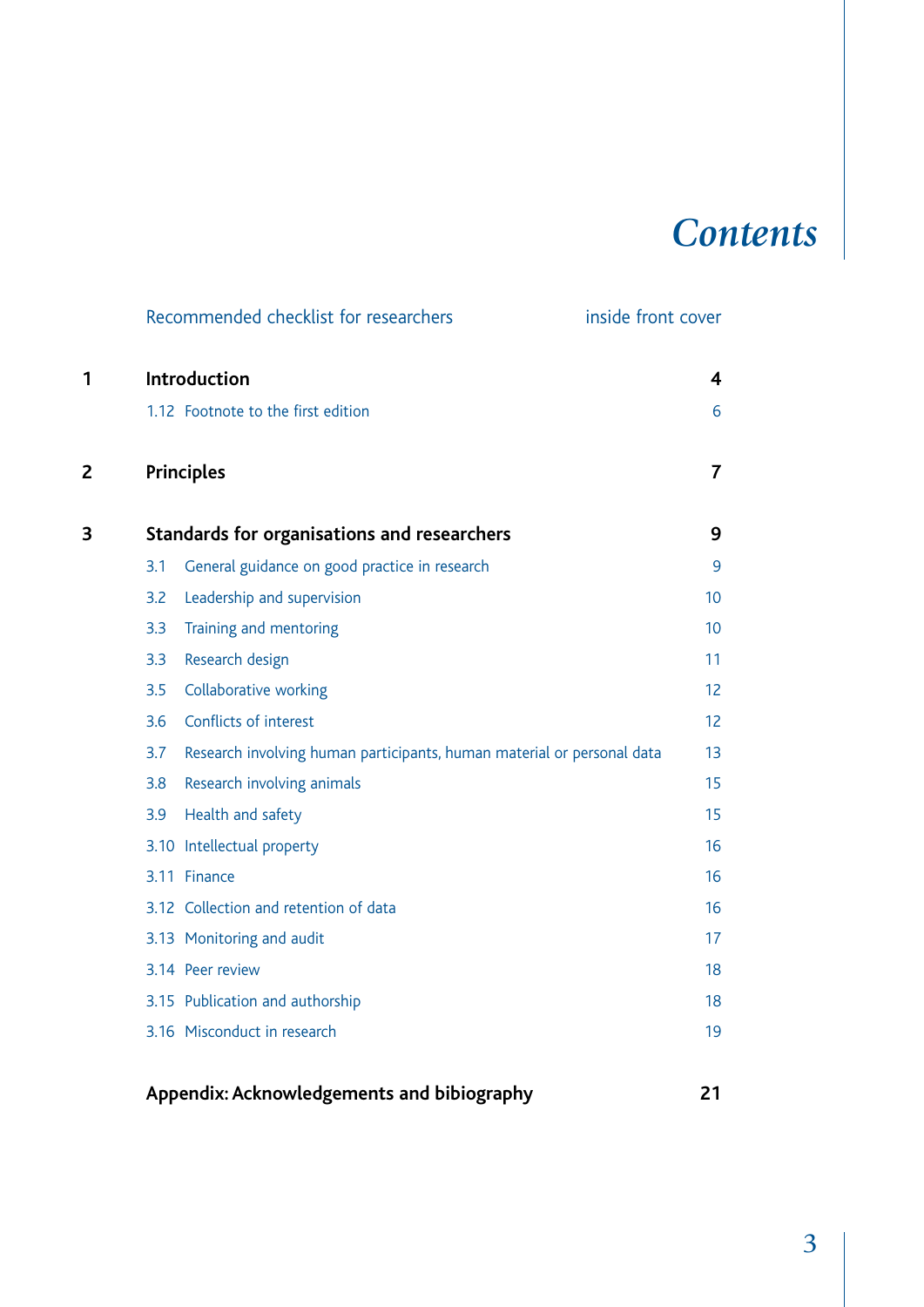# *Contents*

| | | |
|---|---|---|
| | Recommended checklist for researchers | inside front cover |
| **1** | **Introduction** | **4** |
| | 1.12 Footnote to the first edition | 6 |
| **2** | **Principles** | **7** |
| **3** | **Standards for organisations and researchers** | **9** |
| | 3.1 General guidance on good practice in research | 9 |
| | 3.2 Leadership and supervision | 10 |
| | 3.3 Training and mentoring | 10 |
| | 3.3 Research design | 11 |
| | 3.5 Collaborative working | 12 |
| | 3.6 Conflicts of interest | 12 |
| | 3.7 Research involving human participants, human material or personal data | 13 |
| | 3.8 Research involving animals | 15 |
| | 3.9 Health and safety | 15 |
| | 3.10 Intellectual property | 16 |
| | 3.11 Finance | 16 |
| | 3.12 Collection and retention of data | 16 |
| | 3.13 Monitoring and audit | 17 |
| | 3.14 Peer review | 18 |
| | 3.15 Publication and authorship | 18 |
| | 3.16 Misconduct in research | 19 |
| | **Appendix: Acknowledgements and bibiography** | **21** |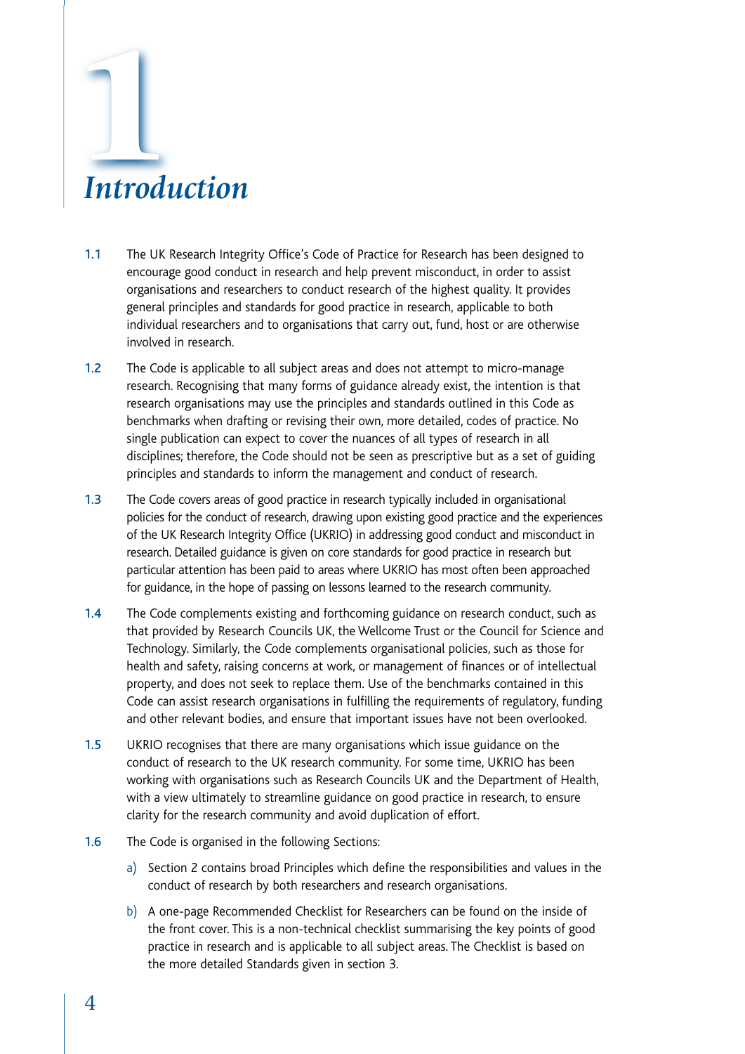# 1 Introduction

1.1 The UK Research Integrity Office's Code of Practice for Research has been designed to encourage good conduct in research and help prevent misconduct, in order to assist organisations and researchers to conduct research of the highest quality. It provides general principles and standards for good practice in research, applicable to both individual researchers and to organisations that carry out, fund, host or are otherwise involved in research.

1.2 The Code is applicable to all subject areas and does not attempt to micro-manage research. Recognising that many forms of guidance already exist, the intention is that research organisations may use the principles and standards outlined in this Code as benchmarks when drafting or revising their own, more detailed, codes of practice. No single publication can expect to cover the nuances of all types of research in all disciplines; therefore, the Code should not be seen as prescriptive but as a set of guiding principles and standards to inform the management and conduct of research.

1.3 The Code covers areas of good practice in research typically included in organisational policies for the conduct of research, drawing upon existing good practice and the experiences of the UK Research Integrity Office (UKRIO) in addressing good conduct and misconduct in research. Detailed guidance is given on core standards for good practice in research but particular attention has been paid to areas where UKRIO has most often been approached for guidance, in the hope of passing on lessons learned to the research community.

1.4 The Code complements existing and forthcoming guidance on research conduct, such as that provided by Research Councils UK, the Wellcome Trust or the Council for Science and Technology. Similarly, the Code complements organisational policies, such as those for health and safety, raising concerns at work, or management of finances or of intellectual property, and does not seek to replace them. Use of the benchmarks contained in this Code can assist research organisations in fulfilling the requirements of regulatory, funding and other relevant bodies, and ensure that important issues have not been overlooked.

1.5 UKRIO recognises that there are many organisations which issue guidance on the conduct of research to the UK research community. For some time, UKRIO has been working with organisations such as Research Councils UK and the Department of Health, with a view ultimately to streamline guidance on good practice in research, to ensure clarity for the research community and avoid duplication of effort.

1.6 The Code is organised in the following Sections:

a) Section 2 contains broad Principles which define the responsibilities and values in the conduct of research by both researchers and research organisations.

b) A one-page Recommended Checklist for Researchers can be found on the inside of the front cover. This is a non-technical checklist summarising the key points of good practice in research and is applicable to all subject areas. The Checklist is based on the more detailed Standards given in section 3.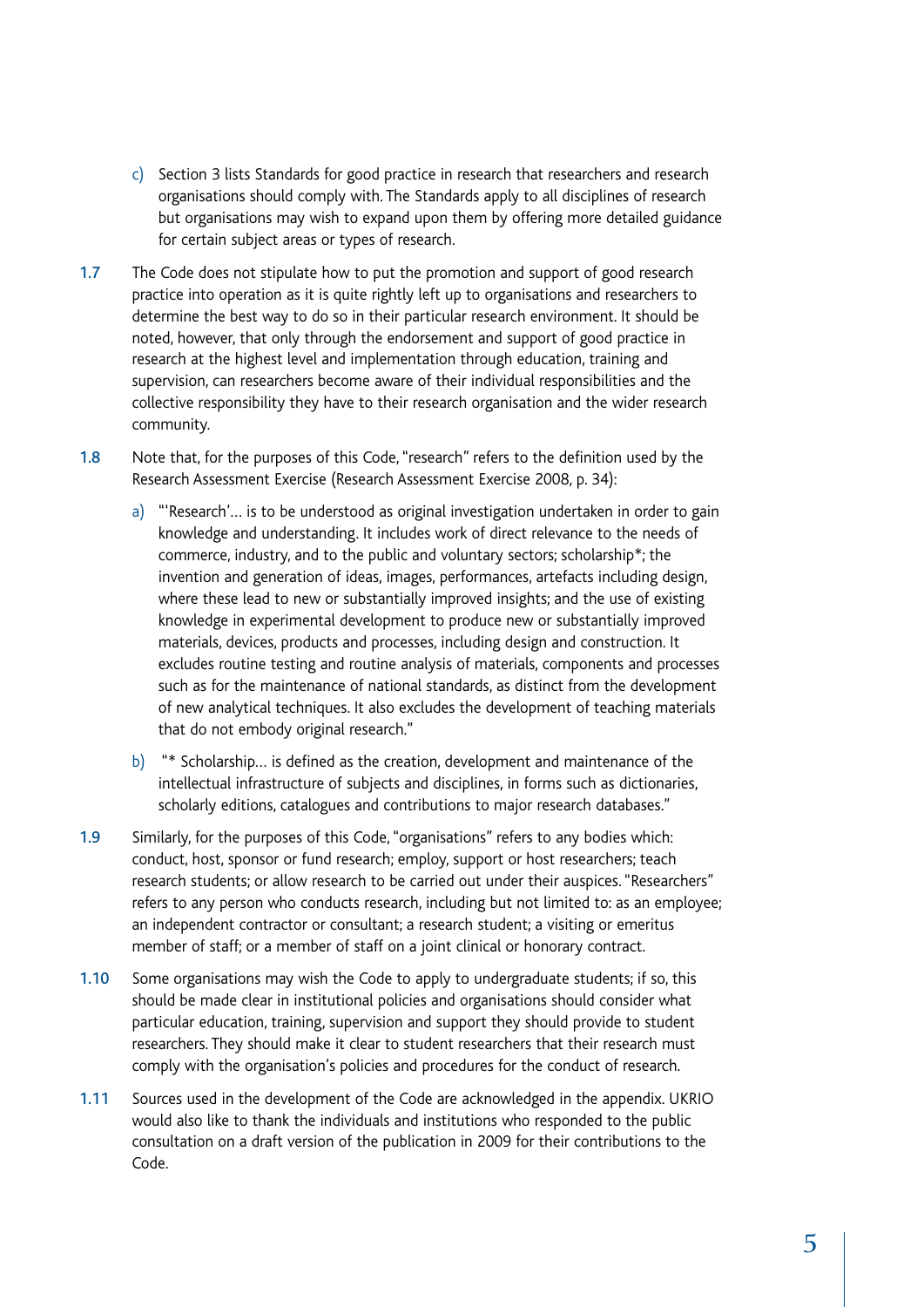c) Section 3 lists Standards for good practice in research that researchers and research organisations should comply with. The Standards apply to all disciplines of research but organisations may wish to expand upon them by offering more detailed guidance for certain subject areas or types of research.

1.7 The Code does not stipulate how to put the promotion and support of good research practice into operation as it is quite rightly left up to organisations and researchers to determine the best way to do so in their particular research environment. It should be noted, however, that only through the endorsement and support of good practice in research at the highest level and implementation through education, training and supervision, can researchers become aware of their individual responsibilities and the collective responsibility they have to their research organisation and the wider research community.

1.8 Note that, for the purposes of this Code, "research" refers to the definition used by the Research Assessment Exercise (Research Assessment Exercise 2008, p. 34):

a) "'Research'… is to be understood as original investigation undertaken in order to gain knowledge and understanding. It includes work of direct relevance to the needs of commerce, industry, and to the public and voluntary sectors; scholarship*; the invention and generation of ideas, images, performances, artefacts including design, where these lead to new or substantially improved insights; and the use of existing knowledge in experimental development to produce new or substantially improved materials, devices, products and processes, including design and construction. It excludes routine testing and routine analysis of materials, components and processes such as for the maintenance of national standards, as distinct from the development of new analytical techniques. It also excludes the development of teaching materials that do not embody original research."

b) "* Scholarship… is defined as the creation, development and maintenance of the intellectual infrastructure of subjects and disciplines, in forms such as dictionaries, scholarly editions, catalogues and contributions to major research databases."

1.9 Similarly, for the purposes of this Code, "organisations" refers to any bodies which: conduct, host, sponsor or fund research; employ, support or host researchers; teach research students; or allow research to be carried out under their auspices. "Researchers" refers to any person who conducts research, including but not limited to: as an employee; an independent contractor or consultant; a research student; a visiting or emeritus member of staff; or a member of staff on a joint clinical or honorary contract.

1.10 Some organisations may wish the Code to apply to undergraduate students; if so, this should be made clear in institutional policies and organisations should consider what particular education, training, supervision and support they should provide to student researchers. They should make it clear to student researchers that their research must comply with the organisation's policies and procedures for the conduct of research.

1.11 Sources used in the development of the Code are acknowledged in the appendix. UKRIO would also like to thank the individuals and institutions who responded to the public consultation on a draft version of the publication in 2009 for their contributions to the Code.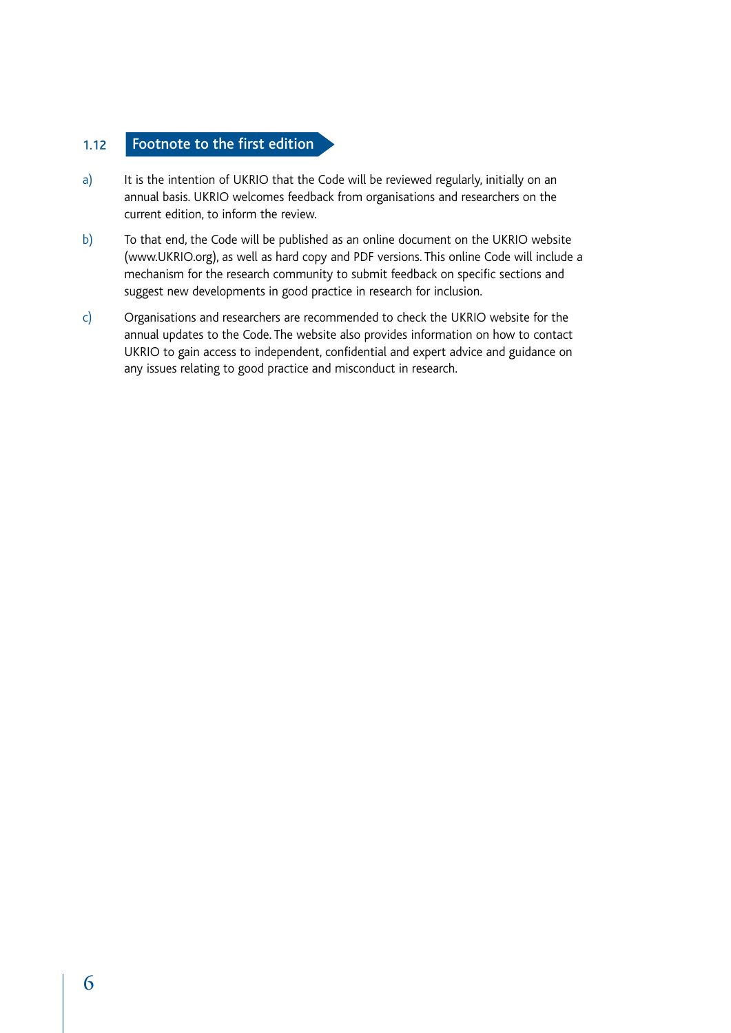## 1.12 Footnote to the first edition

a) It is the intention of UKRIO that the Code will be reviewed regularly, initially on an annual basis. UKRIO welcomes feedback from organisations and researchers on the current edition, to inform the review.

b) To that end, the Code will be published as an online document on the UKRIO website (www.UKRIO.org), as well as hard copy and PDF versions. This online Code will include a mechanism for the research community to submit feedback on specific sections and suggest new developments in good practice in research for inclusion.

c) Organisations and researchers are recommended to check the UKRIO website for the annual updates to the Code. The website also provides information on how to contact UKRIO to gain access to independent, confidential and expert advice and guidance on any issues relating to good practice and misconduct in research.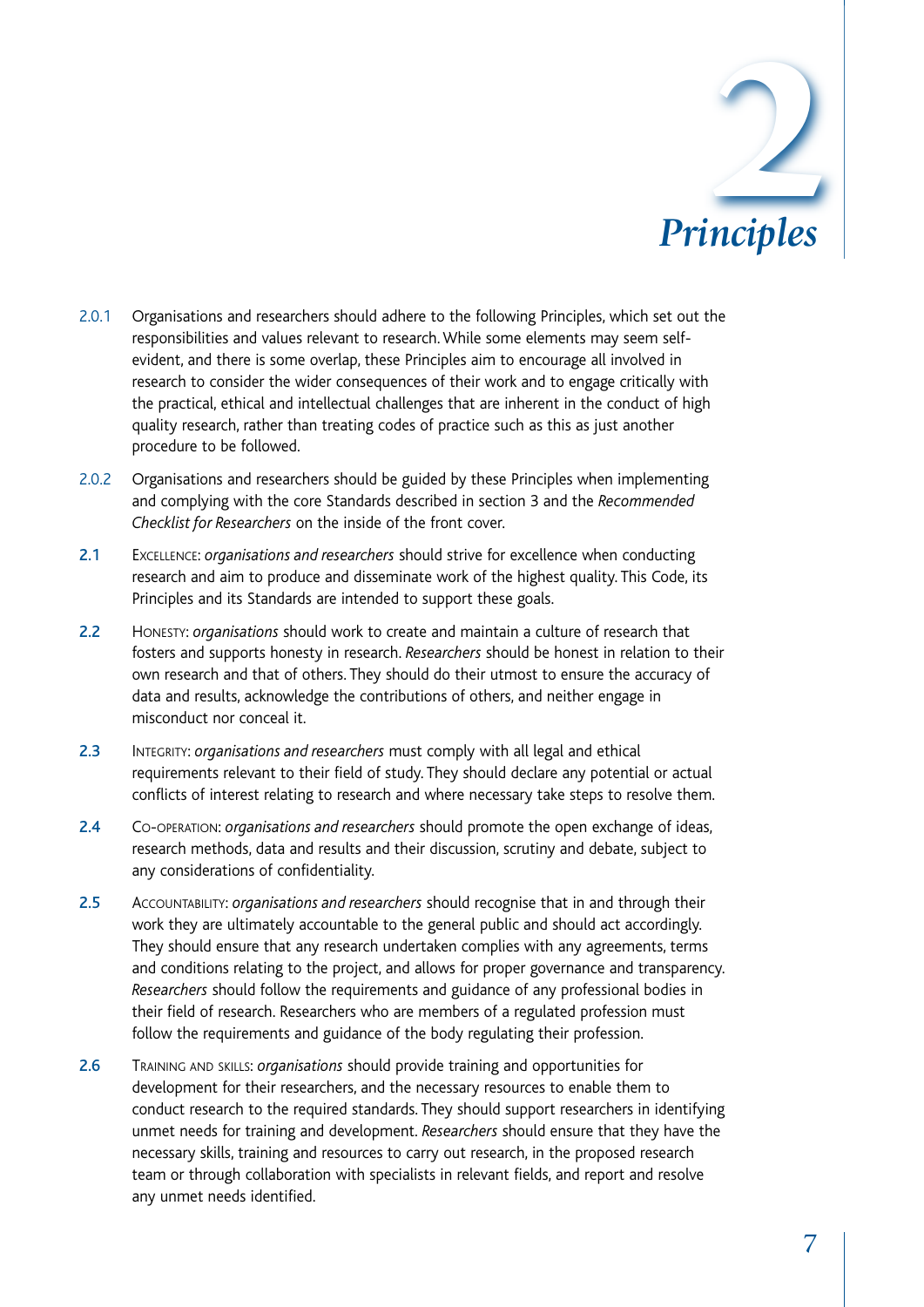# 2 Principles

2.0.1 Organisations and researchers should adhere to the following Principles, which set out the responsibilities and values relevant to research. While some elements may seem self-evident, and there is some overlap, these Principles aim to encourage all involved in research to consider the wider consequences of their work and to engage critically with the practical, ethical and intellectual challenges that are inherent in the conduct of high quality research, rather than treating codes of practice such as this as just another procedure to be followed.

2.0.2 Organisations and researchers should be guided by these Principles when implementing and complying with the core Standards described in section 3 and the *Recommended Checklist for Researchers* on the inside of the front cover.

**2.1** Excellence: *organisations and researchers* should strive for excellence when conducting research and aim to produce and disseminate work of the highest quality. This Code, its Principles and its Standards are intended to support these goals.

**2.2** Honesty: *organisations* should work to create and maintain a culture of research that fosters and supports honesty in research. *Researchers* should be honest in relation to their own research and that of others. They should do their utmost to ensure the accuracy of data and results, acknowledge the contributions of others, and neither engage in misconduct nor conceal it.

**2.3** Integrity: *organisations and researchers* must comply with all legal and ethical requirements relevant to their field of study. They should declare any potential or actual conflicts of interest relating to research and where necessary take steps to resolve them.

**2.4** Co-operation: *organisations and researchers* should promote the open exchange of ideas, research methods, data and results and their discussion, scrutiny and debate, subject to any considerations of confidentiality.

**2.5** Accountability: *organisations and researchers* should recognise that in and through their work they are ultimately accountable to the general public and should act accordingly. They should ensure that any research undertaken complies with any agreements, terms and conditions relating to the project, and allows for proper governance and transparency. *Researchers* should follow the requirements and guidance of any professional bodies in their field of research. Researchers who are members of a regulated profession must follow the requirements and guidance of the body regulating their profession.

**2.6** Training and skills: *organisations* should provide training and opportunities for development for their researchers, and the necessary resources to enable them to conduct research to the required standards. They should support researchers in identifying unmet needs for training and development. *Researchers* should ensure that they have the necessary skills, training and resources to carry out research, in the proposed research team or through collaboration with specialists in relevant fields, and report and resolve any unmet needs identified.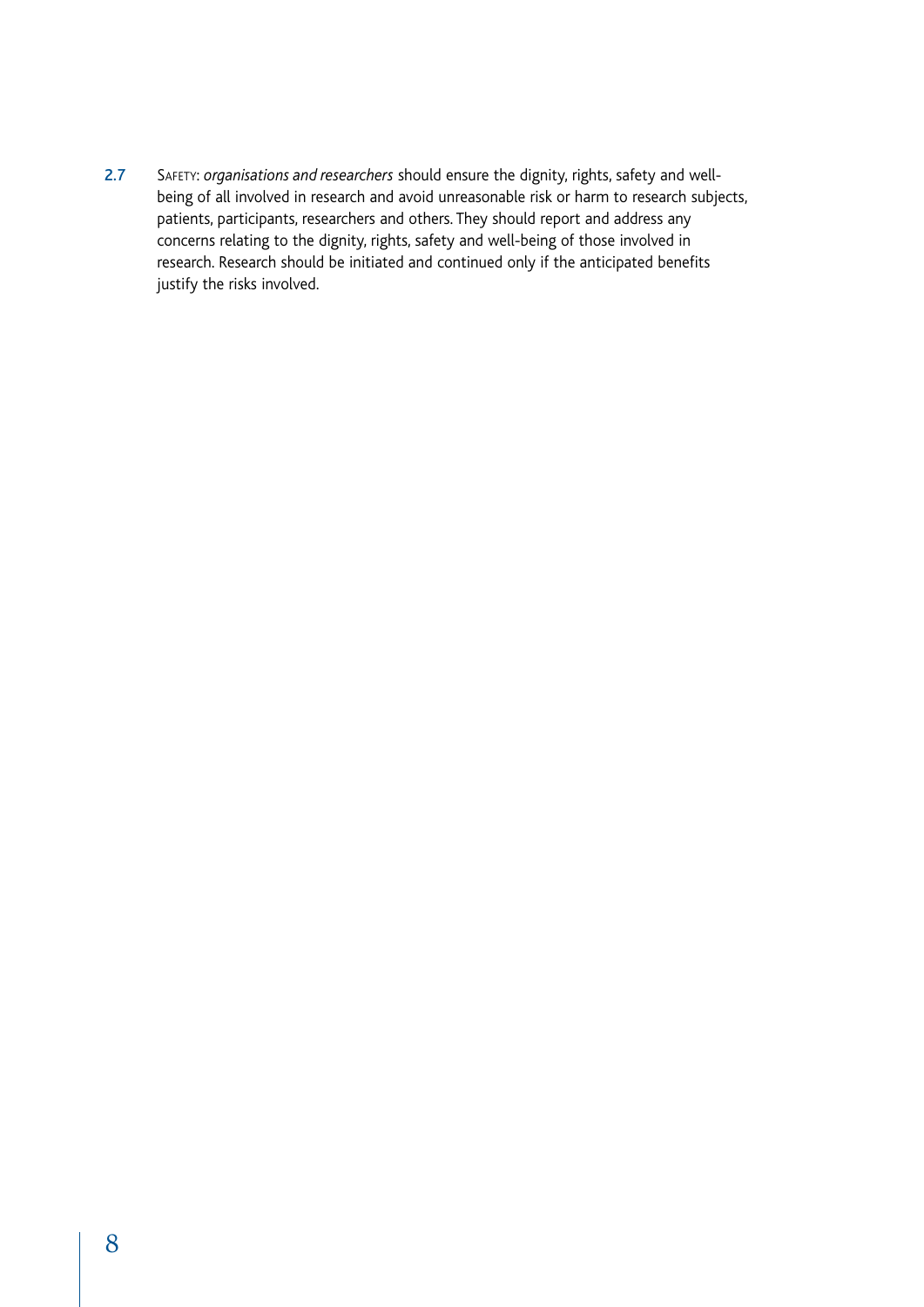**2.7** SAFETY: *organisations and researchers* should ensure the dignity, rights, safety and well-being of all involved in research and avoid unreasonable risk or harm to research subjects, patients, participants, researchers and others. They should report and address any concerns relating to the dignity, rights, safety and well-being of those involved in research. Research should be initiated and continued only if the anticipated benefits justify the risks involved.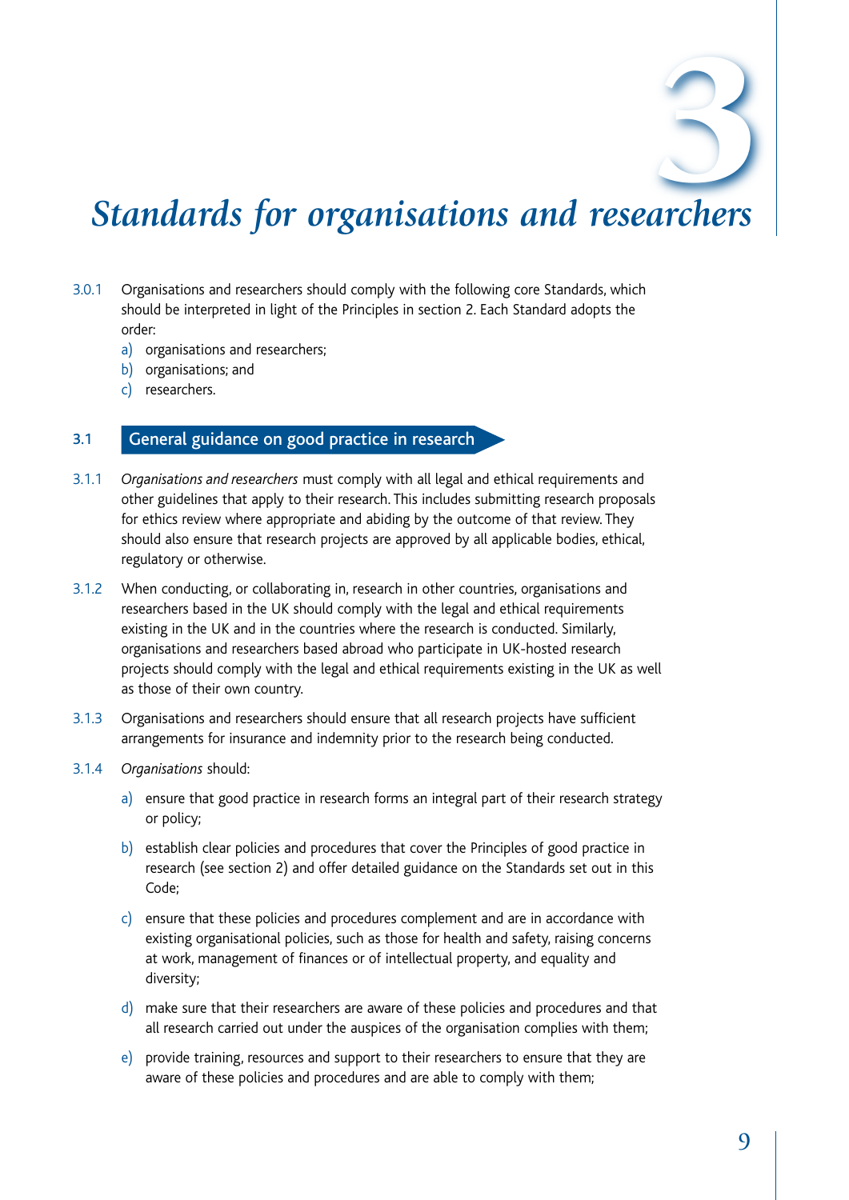# 3 Standards for organisations and researchers

3.0.1 Organisations and researchers should comply with the following core Standards, which should be interpreted in light of the Principles in section 2. Each Standard adopts the order:

a) organisations and researchers;
b) organisations; and
c) researchers.

## 3.1 General guidance on good practice in research

3.1.1 *Organisations and researchers* must comply with all legal and ethical requirements and other guidelines that apply to their research. This includes submitting research proposals for ethics review where appropriate and abiding by the outcome of that review. They should also ensure that research projects are approved by all applicable bodies, ethical, regulatory or otherwise.

3.1.2 When conducting, or collaborating in, research in other countries, organisations and researchers based in the UK should comply with the legal and ethical requirements existing in the UK and in the countries where the research is conducted. Similarly, organisations and researchers based abroad who participate in UK-hosted research projects should comply with the legal and ethical requirements existing in the UK as well as those of their own country.

3.1.3 Organisations and researchers should ensure that all research projects have sufficient arrangements for insurance and indemnity prior to the research being conducted.

3.1.4 *Organisations* should:

a) ensure that good practice in research forms an integral part of their research strategy or policy;

b) establish clear policies and procedures that cover the Principles of good practice in research (see section 2) and offer detailed guidance on the Standards set out in this Code;

c) ensure that these policies and procedures complement and are in accordance with existing organisational policies, such as those for health and safety, raising concerns at work, management of finances or of intellectual property, and equality and diversity;

d) make sure that their researchers are aware of these policies and procedures and that all research carried out under the auspices of the organisation complies with them;

e) provide training, resources and support to their researchers to ensure that they are aware of these policies and procedures and are able to comply with them;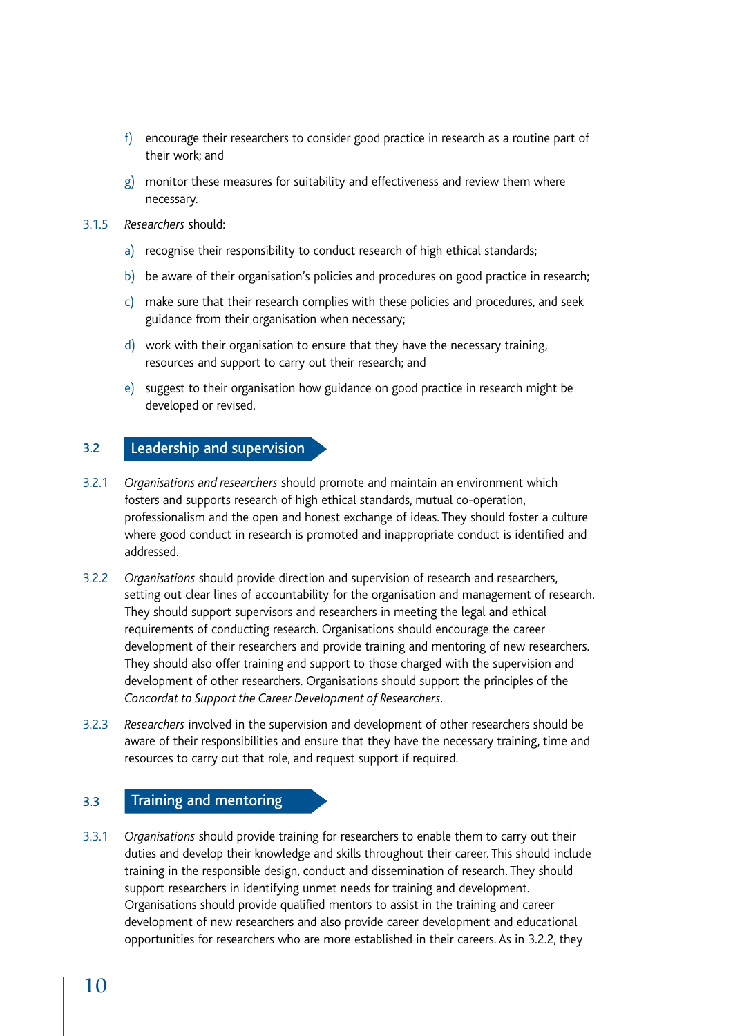f) encourage their researchers to consider good practice in research as a routine part of their work; and

g) monitor these measures for suitability and effectiveness and review them where necessary.

3.1.5 *Researchers* should:

a) recognise their responsibility to conduct research of high ethical standards;

b) be aware of their organisation's policies and procedures on good practice in research;

c) make sure that their research complies with these policies and procedures, and seek guidance from their organisation when necessary;

d) work with their organisation to ensure that they have the necessary training, resources and support to carry out their research; and

e) suggest to their organisation how guidance on good practice in research might be developed or revised.

## 3.2 Leadership and supervision

3.2.1 *Organisations and researchers* should promote and maintain an environment which fosters and supports research of high ethical standards, mutual co-operation, professionalism and the open and honest exchange of ideas. They should foster a culture where good conduct in research is promoted and inappropriate conduct is identified and addressed.

3.2.2 *Organisations* should provide direction and supervision of research and researchers, setting out clear lines of accountability for the organisation and management of research. They should support supervisors and researchers in meeting the legal and ethical requirements of conducting research. Organisations should encourage the career development of their researchers and provide training and mentoring of new researchers. They should also offer training and support to those charged with the supervision and development of other researchers. Organisations should support the principles of the *Concordat to Support the Career Development of Researchers*.

3.2.3 *Researchers* involved in the supervision and development of other researchers should be aware of their responsibilities and ensure that they have the necessary training, time and resources to carry out that role, and request support if required.

## 3.3 Training and mentoring

3.3.1 *Organisations* should provide training for researchers to enable them to carry out their duties and develop their knowledge and skills throughout their career. This should include training in the responsible design, conduct and dissemination of research. They should support researchers in identifying unmet needs for training and development. Organisations should provide qualified mentors to assist in the training and career development of new researchers and also provide career development and educational opportunities for researchers who are more established in their careers. As in 3.2.2, they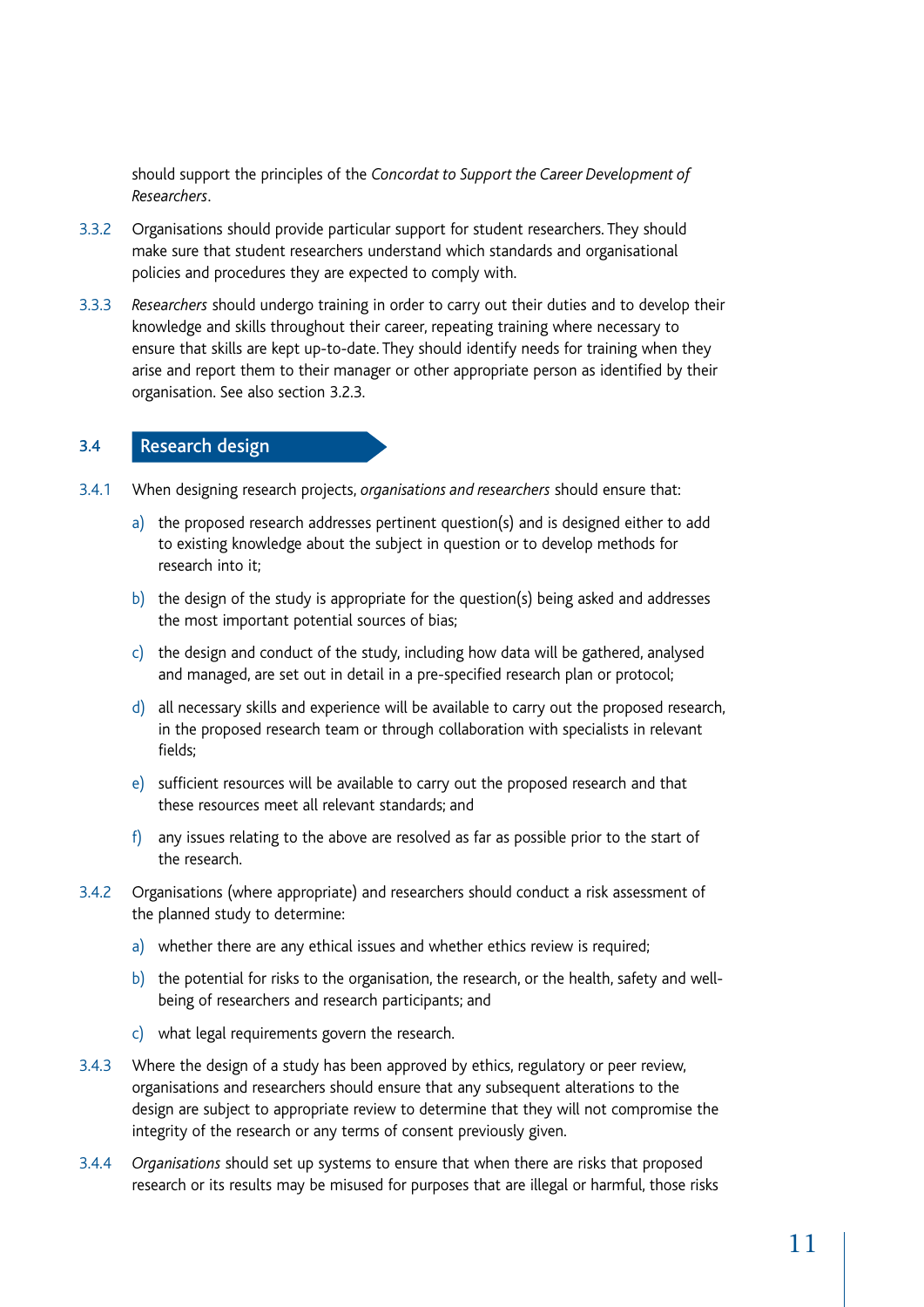should support the principles of the *Concordat to Support the Career Development of Researchers*.

3.3.2 Organisations should provide particular support for student researchers. They should make sure that student researchers understand which standards and organisational policies and procedures they are expected to comply with.

3.3.3 *Researchers* should undergo training in order to carry out their duties and to develop their knowledge and skills throughout their career, repeating training where necessary to ensure that skills are kept up-to-date. They should identify needs for training when they arise and report them to their manager or other appropriate person as identified by their organisation. See also section 3.2.3.

## 3.4 Research design

3.4.1 When designing research projects, *organisations and researchers* should ensure that:

a) the proposed research addresses pertinent question(s) and is designed either to add to existing knowledge about the subject in question or to develop methods for research into it;

b) the design of the study is appropriate for the question(s) being asked and addresses the most important potential sources of bias;

c) the design and conduct of the study, including how data will be gathered, analysed and managed, are set out in detail in a pre-specified research plan or protocol;

d) all necessary skills and experience will be available to carry out the proposed research, in the proposed research team or through collaboration with specialists in relevant fields;

e) sufficient resources will be available to carry out the proposed research and that these resources meet all relevant standards; and

f) any issues relating to the above are resolved as far as possible prior to the start of the research.

3.4.2 Organisations (where appropriate) and researchers should conduct a risk assessment of the planned study to determine:

a) whether there are any ethical issues and whether ethics review is required;

b) the potential for risks to the organisation, the research, or the health, safety and well-being of researchers and research participants; and

c) what legal requirements govern the research.

3.4.3 Where the design of a study has been approved by ethics, regulatory or peer review, organisations and researchers should ensure that any subsequent alterations to the design are subject to appropriate review to determine that they will not compromise the integrity of the research or any terms of consent previously given.

3.4.4 *Organisations* should set up systems to ensure that when there are risks that proposed research or its results may be misused for purposes that are illegal or harmful, those risks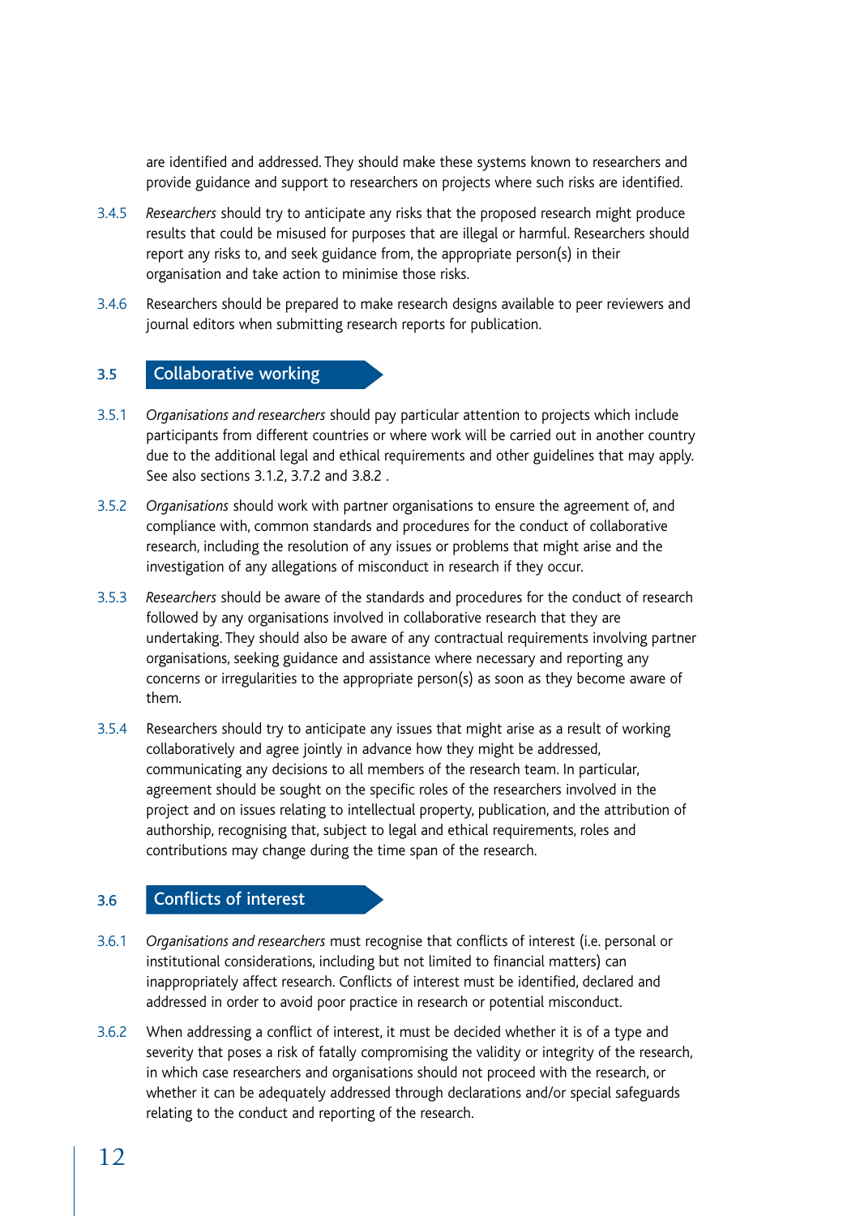are identified and addressed. They should make these systems known to researchers and provide guidance and support to researchers on projects where such risks are identified.

3.4.5 *Researchers* should try to anticipate any risks that the proposed research might produce results that could be misused for purposes that are illegal or harmful. Researchers should report any risks to, and seek guidance from, the appropriate person(s) in their organisation and take action to minimise those risks.

3.4.6 Researchers should be prepared to make research designs available to peer reviewers and journal editors when submitting research reports for publication.

## 3.5 Collaborative working

3.5.1 *Organisations and researchers* should pay particular attention to projects which include participants from different countries or where work will be carried out in another country due to the additional legal and ethical requirements and other guidelines that may apply. See also sections 3.1.2, 3.7.2 and 3.8.2 .

3.5.2 *Organisations* should work with partner organisations to ensure the agreement of, and compliance with, common standards and procedures for the conduct of collaborative research, including the resolution of any issues or problems that might arise and the investigation of any allegations of misconduct in research if they occur.

3.5.3 *Researchers* should be aware of the standards and procedures for the conduct of research followed by any organisations involved in collaborative research that they are undertaking. They should also be aware of any contractual requirements involving partner organisations, seeking guidance and assistance where necessary and reporting any concerns or irregularities to the appropriate person(s) as soon as they become aware of them.

3.5.4 Researchers should try to anticipate any issues that might arise as a result of working collaboratively and agree jointly in advance how they might be addressed, communicating any decisions to all members of the research team. In particular, agreement should be sought on the specific roles of the researchers involved in the project and on issues relating to intellectual property, publication, and the attribution of authorship, recognising that, subject to legal and ethical requirements, roles and contributions may change during the time span of the research.

## 3.6 Conflicts of interest

3.6.1 *Organisations and researchers* must recognise that conflicts of interest (i.e. personal or institutional considerations, including but not limited to financial matters) can inappropriately affect research. Conflicts of interest must be identified, declared and addressed in order to avoid poor practice in research or potential misconduct.

3.6.2 When addressing a conflict of interest, it must be decided whether it is of a type and severity that poses a risk of fatally compromising the validity or integrity of the research, in which case researchers and organisations should not proceed with the research, or whether it can be adequately addressed through declarations and/or special safeguards relating to the conduct and reporting of the research.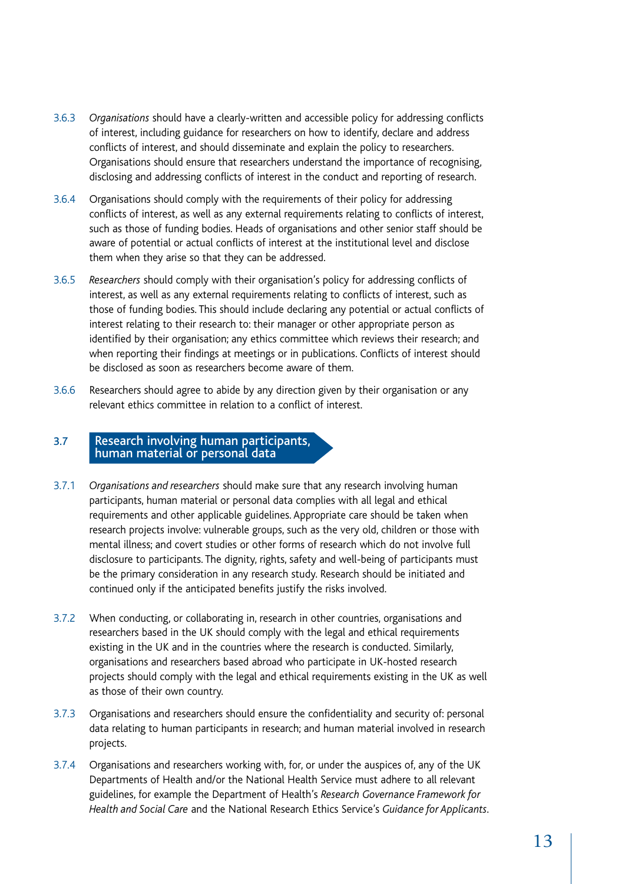3.6.3 *Organisations* should have a clearly-written and accessible policy for addressing conflicts of interest, including guidance for researchers on how to identify, declare and address conflicts of interest, and should disseminate and explain the policy to researchers. Organisations should ensure that researchers understand the importance of recognising, disclosing and addressing conflicts of interest in the conduct and reporting of research.

3.6.4 Organisations should comply with the requirements of their policy for addressing conflicts of interest, as well as any external requirements relating to conflicts of interest, such as those of funding bodies. Heads of organisations and other senior staff should be aware of potential or actual conflicts of interest at the institutional level and disclose them when they arise so that they can be addressed.

3.6.5 *Researchers* should comply with their organisation's policy for addressing conflicts of interest, as well as any external requirements relating to conflicts of interest, such as those of funding bodies. This should include declaring any potential or actual conflicts of interest relating to their research to: their manager or other appropriate person as identified by their organisation; any ethics committee which reviews their research; and when reporting their findings at meetings or in publications. Conflicts of interest should be disclosed as soon as researchers become aware of them.

3.6.6 Researchers should agree to abide by any direction given by their organisation or any relevant ethics committee in relation to a conflict of interest.

## 3.7 Research involving human participants, human material or personal data

3.7.1 *Organisations and researchers* should make sure that any research involving human participants, human material or personal data complies with all legal and ethical requirements and other applicable guidelines. Appropriate care should be taken when research projects involve: vulnerable groups, such as the very old, children or those with mental illness; and covert studies or other forms of research which do not involve full disclosure to participants. The dignity, rights, safety and well-being of participants must be the primary consideration in any research study. Research should be initiated and continued only if the anticipated benefits justify the risks involved.

3.7.2 When conducting, or collaborating in, research in other countries, organisations and researchers based in the UK should comply with the legal and ethical requirements existing in the UK and in the countries where the research is conducted. Similarly, organisations and researchers based abroad who participate in UK-hosted research projects should comply with the legal and ethical requirements existing in the UK as well as those of their own country.

3.7.3 Organisations and researchers should ensure the confidentiality and security of: personal data relating to human participants in research; and human material involved in research projects.

3.7.4 Organisations and researchers working with, for, or under the auspices of, any of the UK Departments of Health and/or the National Health Service must adhere to all relevant guidelines, for example the Department of Health's *Research Governance Framework for Health and Social Care* and the National Research Ethics Service's *Guidance for Applicants*.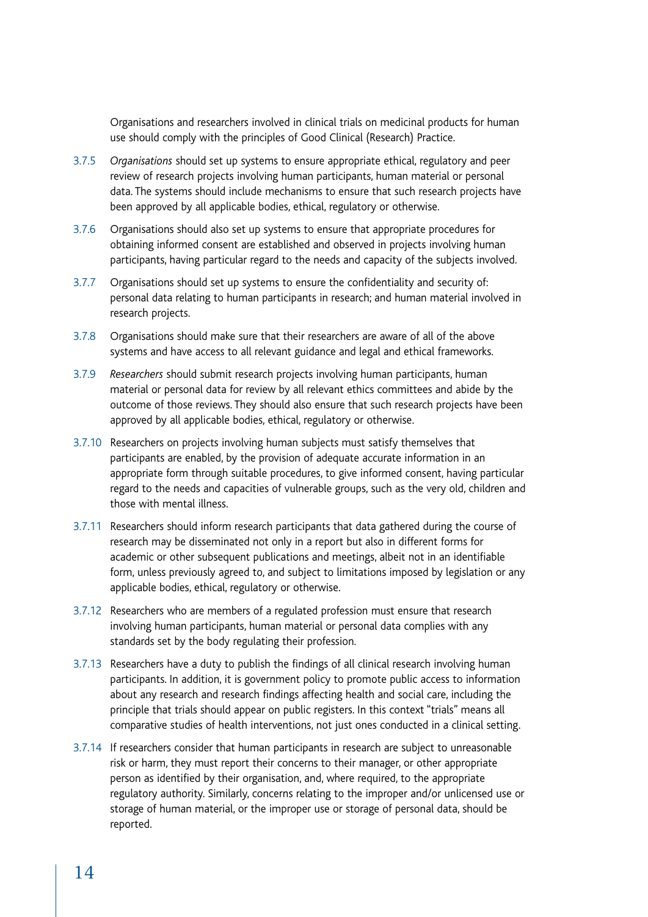Organisations and researchers involved in clinical trials on medicinal products for human use should comply with the principles of Good Clinical (Research) Practice.

3.7.5 *Organisations* should set up systems to ensure appropriate ethical, regulatory and peer review of research projects involving human participants, human material or personal data. The systems should include mechanisms to ensure that such research projects have been approved by all applicable bodies, ethical, regulatory or otherwise.

3.7.6 Organisations should also set up systems to ensure that appropriate procedures for obtaining informed consent are established and observed in projects involving human participants, having particular regard to the needs and capacity of the subjects involved.

3.7.7 Organisations should set up systems to ensure the confidentiality and security of: personal data relating to human participants in research; and human material involved in research projects.

3.7.8 Organisations should make sure that their researchers are aware of all of the above systems and have access to all relevant guidance and legal and ethical frameworks.

3.7.9 *Researchers* should submit research projects involving human participants, human material or personal data for review by all relevant ethics committees and abide by the outcome of those reviews. They should also ensure that such research projects have been approved by all applicable bodies, ethical, regulatory or otherwise.

3.7.10 Researchers on projects involving human subjects must satisfy themselves that participants are enabled, by the provision of adequate accurate information in an appropriate form through suitable procedures, to give informed consent, having particular regard to the needs and capacities of vulnerable groups, such as the very old, children and those with mental illness.

3.7.11 Researchers should inform research participants that data gathered during the course of research may be disseminated not only in a report but also in different forms for academic or other subsequent publications and meetings, albeit not in an identifiable form, unless previously agreed to, and subject to limitations imposed by legislation or any applicable bodies, ethical, regulatory or otherwise.

3.7.12 Researchers who are members of a regulated profession must ensure that research involving human participants, human material or personal data complies with any standards set by the body regulating their profession.

3.7.13 Researchers have a duty to publish the findings of all clinical research involving human participants. In addition, it is government policy to promote public access to information about any research and research findings affecting health and social care, including the principle that trials should appear on public registers. In this context "trials" means all comparative studies of health interventions, not just ones conducted in a clinical setting.

3.7.14 If researchers consider that human participants in research are subject to unreasonable risk or harm, they must report their concerns to their manager, or other appropriate person as identified by their organisation, and, where required, to the appropriate regulatory authority. Similarly, concerns relating to the improper and/or unlicensed use or storage of human material, or the improper use or storage of personal data, should be reported.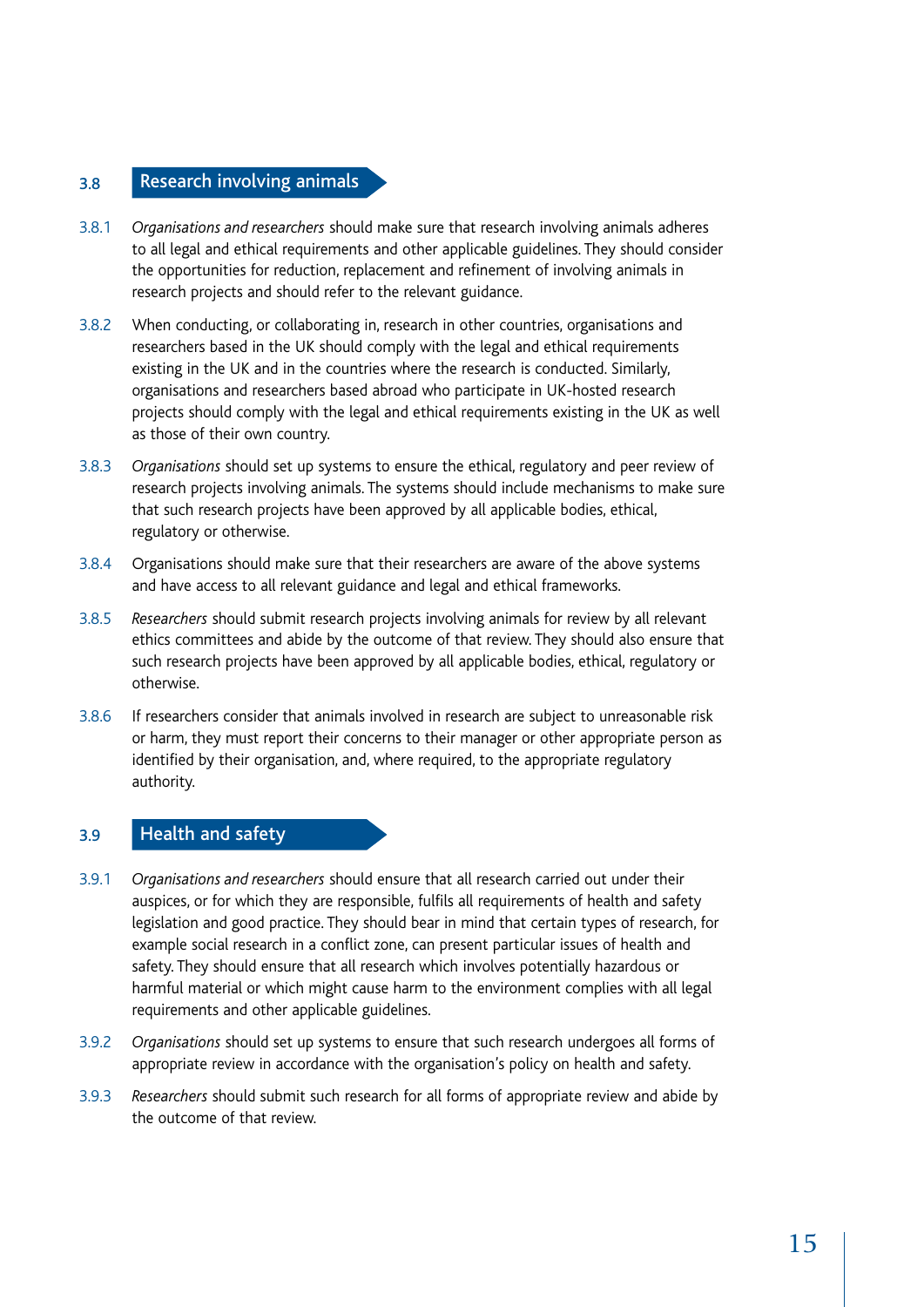## 3.8 Research involving animals

3.8.1 *Organisations and researchers* should make sure that research involving animals adheres to all legal and ethical requirements and other applicable guidelines. They should consider the opportunities for reduction, replacement and refinement of involving animals in research projects and should refer to the relevant guidance.

3.8.2 When conducting, or collaborating in, research in other countries, organisations and researchers based in the UK should comply with the legal and ethical requirements existing in the UK and in the countries where the research is conducted. Similarly, organisations and researchers based abroad who participate in UK-hosted research projects should comply with the legal and ethical requirements existing in the UK as well as those of their own country.

3.8.3 *Organisations* should set up systems to ensure the ethical, regulatory and peer review of research projects involving animals. The systems should include mechanisms to make sure that such research projects have been approved by all applicable bodies, ethical, regulatory or otherwise.

3.8.4 Organisations should make sure that their researchers are aware of the above systems and have access to all relevant guidance and legal and ethical frameworks.

3.8.5 *Researchers* should submit research projects involving animals for review by all relevant ethics committees and abide by the outcome of that review. They should also ensure that such research projects have been approved by all applicable bodies, ethical, regulatory or otherwise.

3.8.6 If researchers consider that animals involved in research are subject to unreasonable risk or harm, they must report their concerns to their manager or other appropriate person as identified by their organisation, and, where required, to the appropriate regulatory authority.

## 3.9 Health and safety

3.9.1 *Organisations and researchers* should ensure that all research carried out under their auspices, or for which they are responsible, fulfils all requirements of health and safety legislation and good practice. They should bear in mind that certain types of research, for example social research in a conflict zone, can present particular issues of health and safety. They should ensure that all research which involves potentially hazardous or harmful material or which might cause harm to the environment complies with all legal requirements and other applicable guidelines.

3.9.2 *Organisations* should set up systems to ensure that such research undergoes all forms of appropriate review in accordance with the organisation's policy on health and safety.

3.9.3 *Researchers* should submit such research for all forms of appropriate review and abide by the outcome of that review.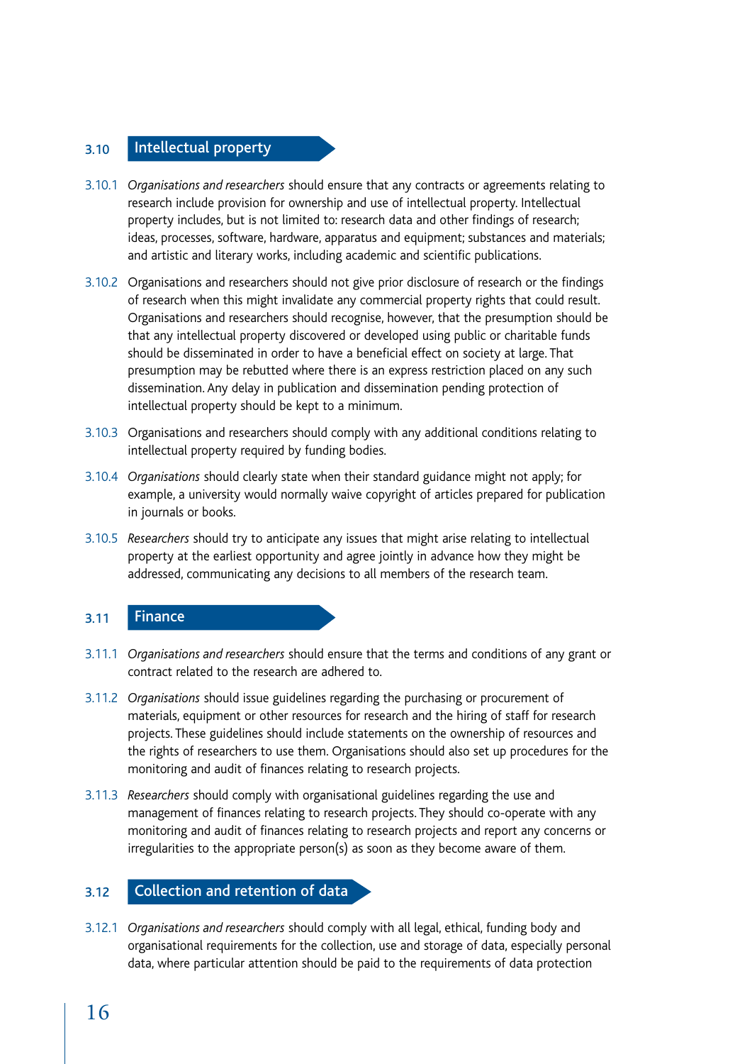## 3.10 Intellectual property

3.10.1 *Organisations and researchers* should ensure that any contracts or agreements relating to research include provision for ownership and use of intellectual property. Intellectual property includes, but is not limited to: research data and other findings of research; ideas, processes, software, hardware, apparatus and equipment; substances and materials; and artistic and literary works, including academic and scientific publications.

3.10.2 Organisations and researchers should not give prior disclosure of research or the findings of research when this might invalidate any commercial property rights that could result. Organisations and researchers should recognise, however, that the presumption should be that any intellectual property discovered or developed using public or charitable funds should be disseminated in order to have a beneficial effect on society at large. That presumption may be rebutted where there is an express restriction placed on any such dissemination. Any delay in publication and dissemination pending protection of intellectual property should be kept to a minimum.

3.10.3 Organisations and researchers should comply with any additional conditions relating to intellectual property required by funding bodies.

3.10.4 *Organisations* should clearly state when their standard guidance might not apply; for example, a university would normally waive copyright of articles prepared for publication in journals or books.

3.10.5 *Researchers* should try to anticipate any issues that might arise relating to intellectual property at the earliest opportunity and agree jointly in advance how they might be addressed, communicating any decisions to all members of the research team.

## 3.11 Finance

3.11.1 *Organisations and researchers* should ensure that the terms and conditions of any grant or contract related to the research are adhered to.

3.11.2 *Organisations* should issue guidelines regarding the purchasing or procurement of materials, equipment or other resources for research and the hiring of staff for research projects. These guidelines should include statements on the ownership of resources and the rights of researchers to use them. Organisations should also set up procedures for the monitoring and audit of finances relating to research projects.

3.11.3 *Researchers* should comply with organisational guidelines regarding the use and management of finances relating to research projects. They should co-operate with any monitoring and audit of finances relating to research projects and report any concerns or irregularities to the appropriate person(s) as soon as they become aware of them.

## 3.12 Collection and retention of data

3.12.1 *Organisations and researchers* should comply with all legal, ethical, funding body and organisational requirements for the collection, use and storage of data, especially personal data, where particular attention should be paid to the requirements of data protection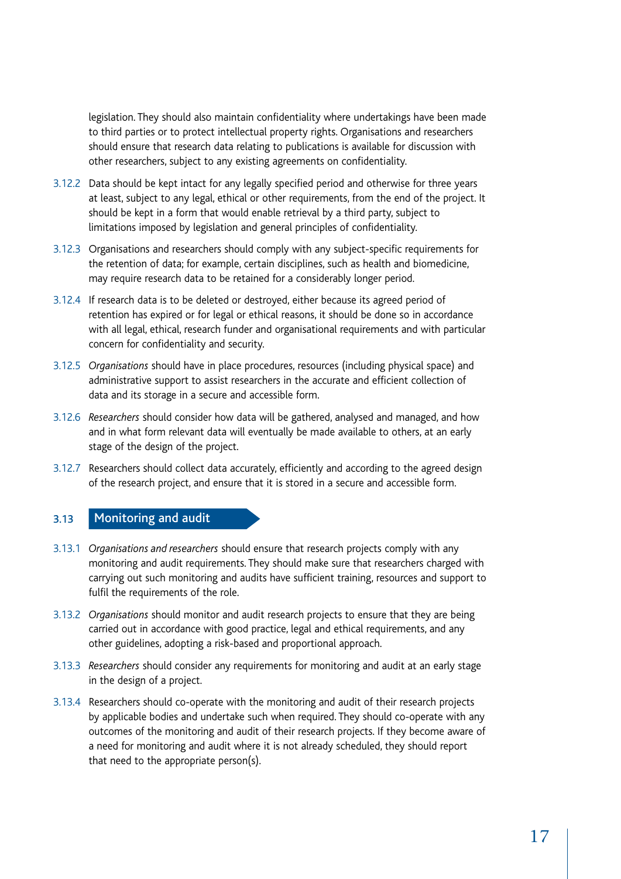legislation. They should also maintain confidentiality where undertakings have been made to third parties or to protect intellectual property rights. Organisations and researchers should ensure that research data relating to publications is available for discussion with other researchers, subject to any existing agreements on confidentiality.

3.12.2 Data should be kept intact for any legally specified period and otherwise for three years at least, subject to any legal, ethical or other requirements, from the end of the project. It should be kept in a form that would enable retrieval by a third party, subject to limitations imposed by legislation and general principles of confidentiality.

3.12.3 Organisations and researchers should comply with any subject-specific requirements for the retention of data; for example, certain disciplines, such as health and biomedicine, may require research data to be retained for a considerably longer period.

3.12.4 If research data is to be deleted or destroyed, either because its agreed period of retention has expired or for legal or ethical reasons, it should be done so in accordance with all legal, ethical, research funder and organisational requirements and with particular concern for confidentiality and security.

3.12.5 *Organisations* should have in place procedures, resources (including physical space) and administrative support to assist researchers in the accurate and efficient collection of data and its storage in a secure and accessible form.

3.12.6 *Researchers* should consider how data will be gathered, analysed and managed, and how and in what form relevant data will eventually be made available to others, at an early stage of the design of the project.

3.12.7 Researchers should collect data accurately, efficiently and according to the agreed design of the research project, and ensure that it is stored in a secure and accessible form.

## 3.13 Monitoring and audit

3.13.1 *Organisations and researchers* should ensure that research projects comply with any monitoring and audit requirements. They should make sure that researchers charged with carrying out such monitoring and audits have sufficient training, resources and support to fulfil the requirements of the role.

3.13.2 *Organisations* should monitor and audit research projects to ensure that they are being carried out in accordance with good practice, legal and ethical requirements, and any other guidelines, adopting a risk-based and proportional approach.

3.13.3 *Researchers* should consider any requirements for monitoring and audit at an early stage in the design of a project.

3.13.4 Researchers should co-operate with the monitoring and audit of their research projects by applicable bodies and undertake such when required. They should co-operate with any outcomes of the monitoring and audit of their research projects. If they become aware of a need for monitoring and audit where it is not already scheduled, they should report that need to the appropriate person(s).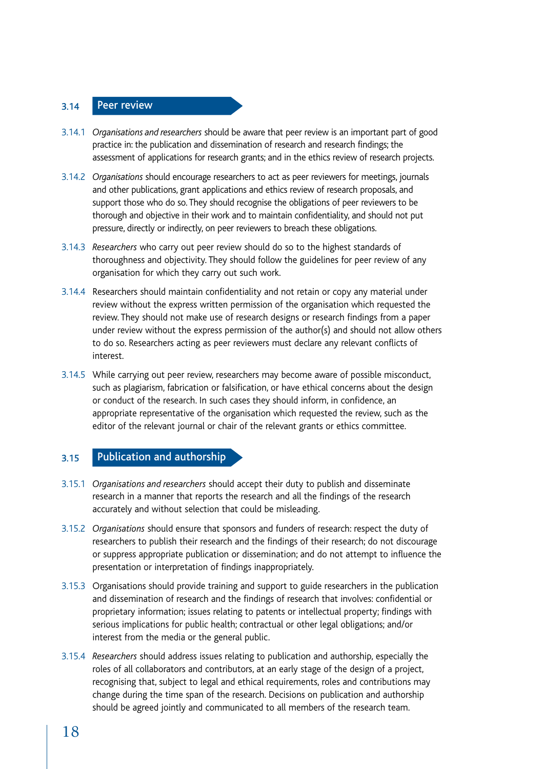## 3.14 Peer review

3.14.1 *Organisations and researchers* should be aware that peer review is an important part of good practice in: the publication and dissemination of research and research findings; the assessment of applications for research grants; and in the ethics review of research projects.

3.14.2 *Organisations* should encourage researchers to act as peer reviewers for meetings, journals and other publications, grant applications and ethics review of research proposals, and support those who do so. They should recognise the obligations of peer reviewers to be thorough and objective in their work and to maintain confidentiality, and should not put pressure, directly or indirectly, on peer reviewers to breach these obligations.

3.14.3 *Researchers* who carry out peer review should do so to the highest standards of thoroughness and objectivity. They should follow the guidelines for peer review of any organisation for which they carry out such work.

3.14.4 Researchers should maintain confidentiality and not retain or copy any material under review without the express written permission of the organisation which requested the review. They should not make use of research designs or research findings from a paper under review without the express permission of the author(s) and should not allow others to do so. Researchers acting as peer reviewers must declare any relevant conflicts of interest.

3.14.5 While carrying out peer review, researchers may become aware of possible misconduct, such as plagiarism, fabrication or falsification, or have ethical concerns about the design or conduct of the research. In such cases they should inform, in confidence, an appropriate representative of the organisation which requested the review, such as the editor of the relevant journal or chair of the relevant grants or ethics committee.

## 3.15 Publication and authorship

3.15.1 *Organisations and researchers* should accept their duty to publish and disseminate research in a manner that reports the research and all the findings of the research accurately and without selection that could be misleading.

3.15.2 *Organisations* should ensure that sponsors and funders of research: respect the duty of researchers to publish their research and the findings of their research; do not discourage or suppress appropriate publication or dissemination; and do not attempt to influence the presentation or interpretation of findings inappropriately.

3.15.3 Organisations should provide training and support to guide researchers in the publication and dissemination of research and the findings of research that involves: confidential or proprietary information; issues relating to patents or intellectual property; findings with serious implications for public health; contractual or other legal obligations; and/or interest from the media or the general public.

3.15.4 *Researchers* should address issues relating to publication and authorship, especially the roles of all collaborators and contributors, at an early stage of the design of a project, recognising that, subject to legal and ethical requirements, roles and contributions may change during the time span of the research. Decisions on publication and authorship should be agreed jointly and communicated to all members of the research team.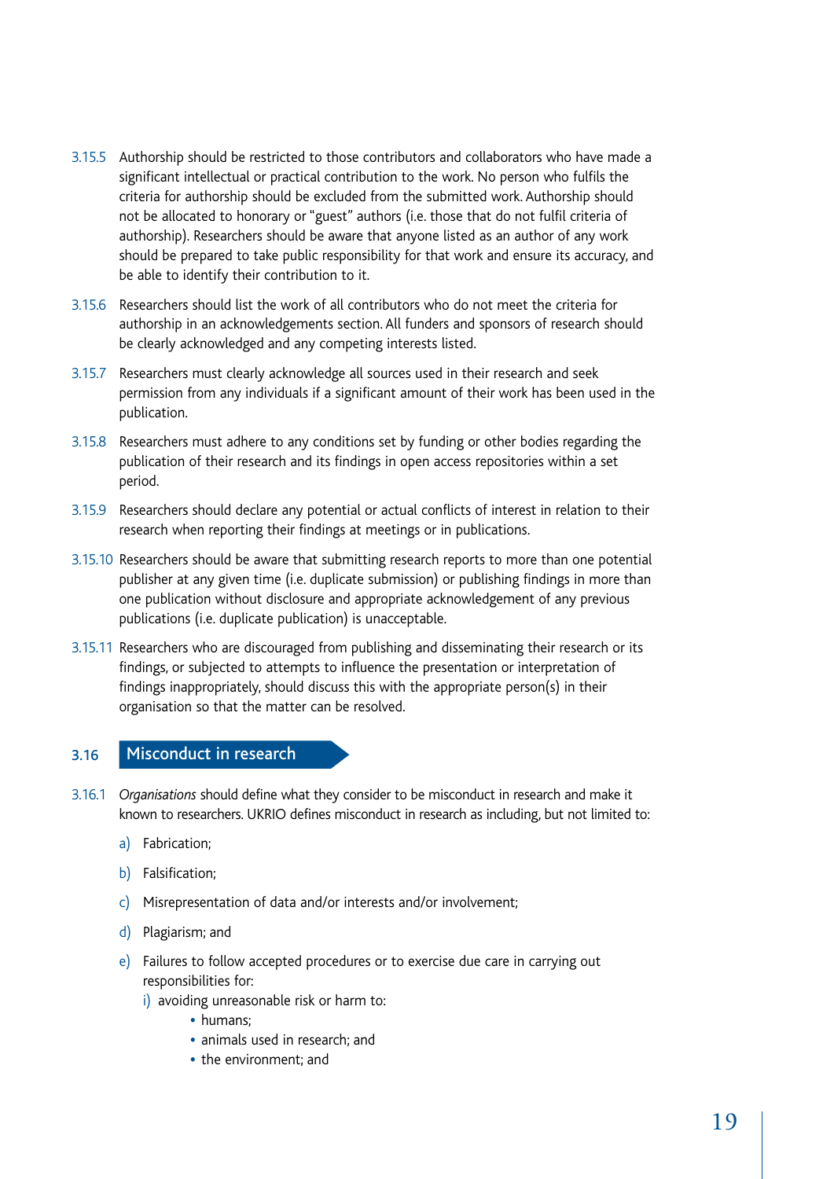3.15.5 Authorship should be restricted to those contributors and collaborators who have made a significant intellectual or practical contribution to the work. No person who fulfils the criteria for authorship should be excluded from the submitted work. Authorship should not be allocated to honorary or "guest" authors (i.e. those that do not fulfil criteria of authorship). Researchers should be aware that anyone listed as an author of any work should be prepared to take public responsibility for that work and ensure its accuracy, and be able to identify their contribution to it.

3.15.6 Researchers should list the work of all contributors who do not meet the criteria for authorship in an acknowledgements section. All funders and sponsors of research should be clearly acknowledged and any competing interests listed.

3.15.7 Researchers must clearly acknowledge all sources used in their research and seek permission from any individuals if a significant amount of their work has been used in the publication.

3.15.8 Researchers must adhere to any conditions set by funding or other bodies regarding the publication of their research and its findings in open access repositories within a set period.

3.15.9 Researchers should declare any potential or actual conflicts of interest in relation to their research when reporting their findings at meetings or in publications.

3.15.10 Researchers should be aware that submitting research reports to more than one potential publisher at any given time (i.e. duplicate submission) or publishing findings in more than one publication without disclosure and appropriate acknowledgement of any previous publications (i.e. duplicate publication) is unacceptable.

3.15.11 Researchers who are discouraged from publishing and disseminating their research or its findings, or subjected to attempts to influence the presentation or interpretation of findings inappropriately, should discuss this with the appropriate person(s) in their organisation so that the matter can be resolved.

## 3.16 Misconduct in research

3.16.1 *Organisations* should define what they consider to be misconduct in research and make it known to researchers. UKRIO defines misconduct in research as including, but not limited to:

a) Fabrication;

b) Falsification;

c) Misrepresentation of data and/or interests and/or involvement;

d) Plagiarism; and

e) Failures to follow accepted procedures or to exercise due care in carrying out responsibilities for:
   i) avoiding unreasonable risk or harm to:
      - humans;
      - animals used in research; and
      - the environment; and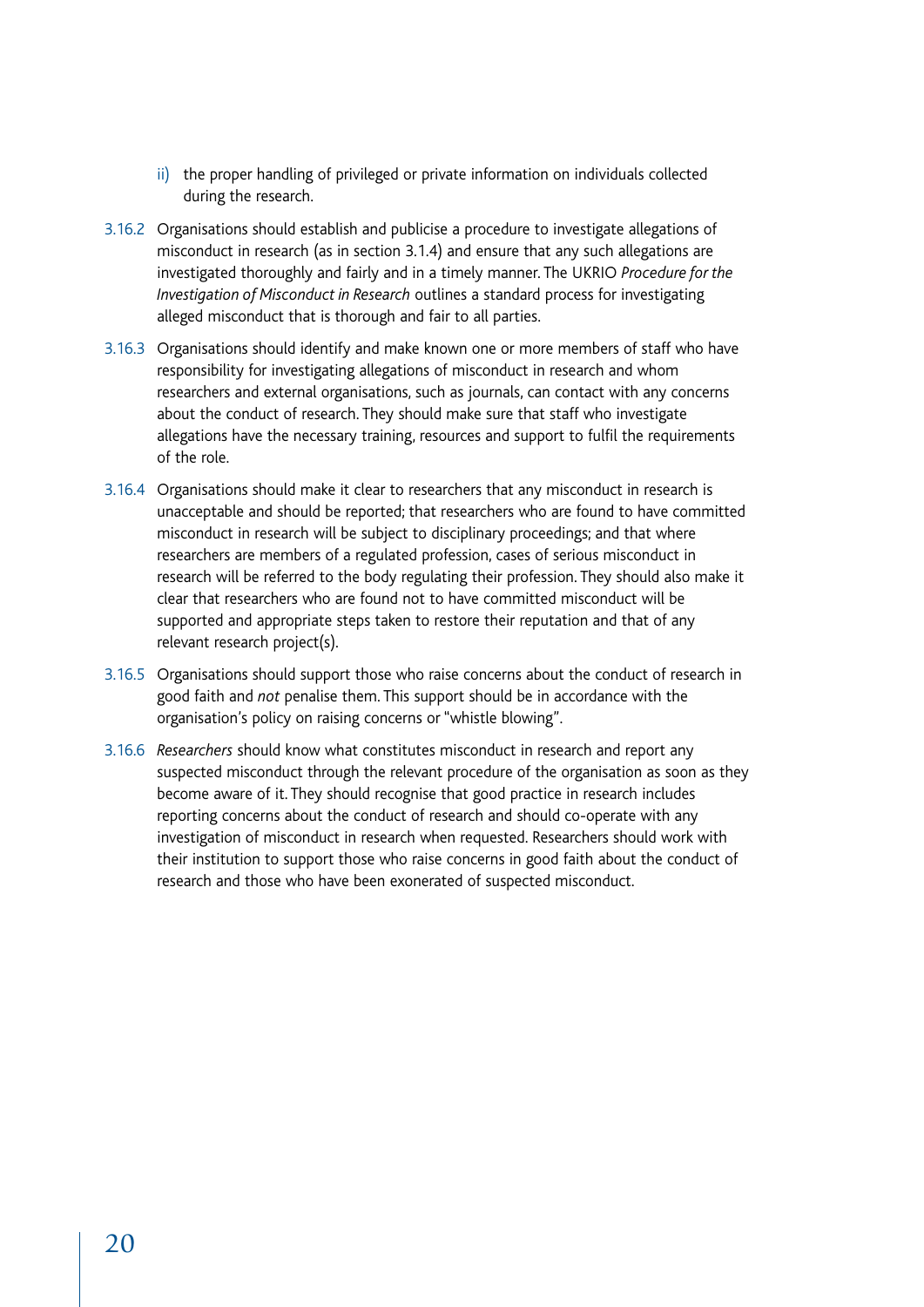ii) the proper handling of privileged or private information on individuals collected during the research.

3.16.2 Organisations should establish and publicise a procedure to investigate allegations of misconduct in research (as in section 3.1.4) and ensure that any such allegations are investigated thoroughly and fairly and in a timely manner. The UKRIO *Procedure for the Investigation of Misconduct in Research* outlines a standard process for investigating alleged misconduct that is thorough and fair to all parties.

3.16.3 Organisations should identify and make known one or more members of staff who have responsibility for investigating allegations of misconduct in research and whom researchers and external organisations, such as journals, can contact with any concerns about the conduct of research. They should make sure that staff who investigate allegations have the necessary training, resources and support to fulfil the requirements of the role.

3.16.4 Organisations should make it clear to researchers that any misconduct in research is unacceptable and should be reported; that researchers who are found to have committed misconduct in research will be subject to disciplinary proceedings; and that where researchers are members of a regulated profession, cases of serious misconduct in research will be referred to the body regulating their profession. They should also make it clear that researchers who are found not to have committed misconduct will be supported and appropriate steps taken to restore their reputation and that of any relevant research project(s).

3.16.5 Organisations should support those who raise concerns about the conduct of research in good faith and *not* penalise them. This support should be in accordance with the organisation's policy on raising concerns or "whistle blowing".

3.16.6 *Researchers* should know what constitutes misconduct in research and report any suspected misconduct through the relevant procedure of the organisation as soon as they become aware of it. They should recognise that good practice in research includes reporting concerns about the conduct of research and should co-operate with any investigation of misconduct in research when requested. Researchers should work with their institution to support those who raise concerns in good faith about the conduct of research and those who have been exonerated of suspected misconduct.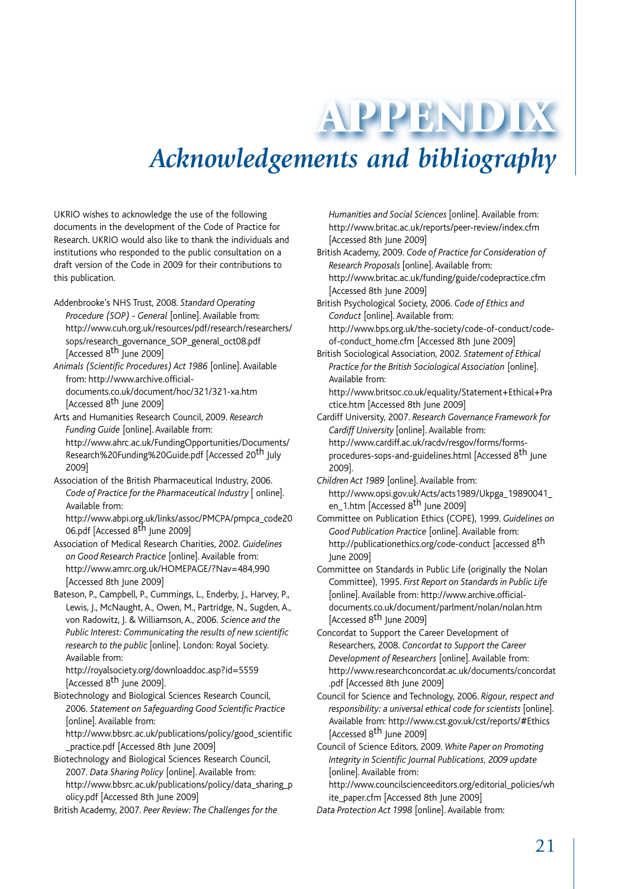# APPENDIX

## *Acknowledgements and bibliography*

UKRIO wishes to acknowledge the use of the following documents in the development of the Code of Practice for Research. UKRIO would also like to thank the individuals and institutions who responded to the public consultation on a draft version of the Code in 2009 for their contributions to this publication.

Addenbrooke's NHS Trust, 2008. *Standard Operating Procedure (SOP) - General* [online]. Available from: http://www.cuh.org.uk/resources/pdf/research/researchers/sops/research_governance_SOP_general_oct08.pdf [Accessed 8th June 2009]

*Animals (Scientific Procedures) Act 1986* [online]. Available from: http://www.archive.official-documents.co.uk/document/hoc/321/321-xa.htm [Accessed 8th June 2009]

Arts and Humanities Research Council, 2009. *Research Funding Guide* [online]. Available from: http://www.ahrc.ac.uk/FundingOpportunities/Documents/Research%20Funding%20Guide.pdf [Accessed 20th July 2009]

Association of the British Pharmaceutical Industry, 2006. *Code of Practice for the Pharmaceutical Industry* [ online]. Available from: http://www.abpi.org.uk/links/assoc/PMCPA/pmpca_code2006.pdf [Accessed 8th June 2009]

Association of Medical Research Charities, 2002. *Guidelines on Good Research Practice* [online]. Available from: http://www.amrc.org.uk/HOMEPAGE/?Nav=484,990 [Accessed 8th June 2009]

Bateson, P., Campbell, P., Cummings, L., Enderby, J., Harvey, P., Lewis, J., McNaught, A., Owen, M., Partridge, N., Sugden, A., von Radowitz, J. & Williamson, A., 2006. *Science and the Public Interest: Communicating the results of new scientific research to the public* [online]. London: Royal Society. Available from: http://royalsociety.org/downloaddoc.asp?id=5559 [Accessed 8th June 2009].

Biotechnology and Biological Sciences Research Council, 2006. *Statement on Safeguarding Good Scientific Practice* [online]. Available from: http://www.bbsrc.ac.uk/publications/policy/good_scientific_practice.pdf [Accessed 8th June 2009]

Biotechnology and Biological Sciences Research Council, 2007. *Data Sharing Policy* [online]. Available from: http://www.bbsrc.ac.uk/publications/policy/data_sharing_policy.pdf [Accessed 8th June 2009]

British Academy, 2007. *Peer Review: The Challenges for the Humanities and Social Sciences* [online]. Available from: http://www.britac.ac.uk/reports/peer-review/index.cfm [Accessed 8th June 2009]

British Academy, 2009. *Code of Practice for Consideration of Research Proposals* [online]. Available from: http://www.britac.ac.uk/funding/guide/codepractice.cfm [Accessed 8th June 2009]

British Psychological Society, 2006. *Code of Ethics and Conduct* [online]. Available from: http://www.bps.org.uk/the-society/code-of-conduct/code-of-conduct_home.cfm [Accessed 8th June 2009]

British Sociological Association, 2002. *Statement of Ethical Practice for the British Sociological Association* [online]. Available from: http://www.britsoc.co.uk/equality/Statement+Ethical+Practice.htm [Accessed 8th June 2009]

Cardiff University, 2007. *Research Governance Framework for Cardiff University* [online]. Available from: http://www.cardiff.ac.uk/racdv/resgov/forms/forms-procedures-sops-and-guidelines.html [Accessed 8th June 2009].

*Children Act 1989* [online]. Available from: http://www.opsi.gov.uk/Acts/acts1989/Ukpga_19890041_en_1.htm [Accessed 8th June 2009]

Committee on Publication Ethics (COPE), 1999. *Guidelines on Good Publication Practice* [online]. Available from: http://publicationethics.org/code-conduct [accessed 8th June 2009]

Committee on Standards in Public Life (originally the Nolan Committee), 1995. *First Report on Standards in Public Life* [online]. Available from: http://www.archive.official-documents.co.uk/document/parlment/nolan/nolan.htm [Accessed 8th June 2009]

Concordat to Support the Career Development of Researchers, 2008. *Concordat to Support the Career Development of Researchers* [online]. Available from: http://www.researchconcordat.ac.uk/documents/concordat.pdf [Accessed 8th June 2009]

Council for Science and Technology, 2006. *Rigour, respect and responsibility: a universal ethical code for scientists* [online]. Available from: http://www.cst.gov.uk/cst/reports/#Ethics [Accessed 8th June 2009]

Council of Science Editors, 2009. *White Paper on Promoting Integrity in Scientific Journal Publications, 2009 update* [online]. Available from: http://www.councilscienceeditors.org/editorial_policies/white_paper.cfm [Accessed 8th June 2009]

*Data Protection Act 1998* [online]. Available from: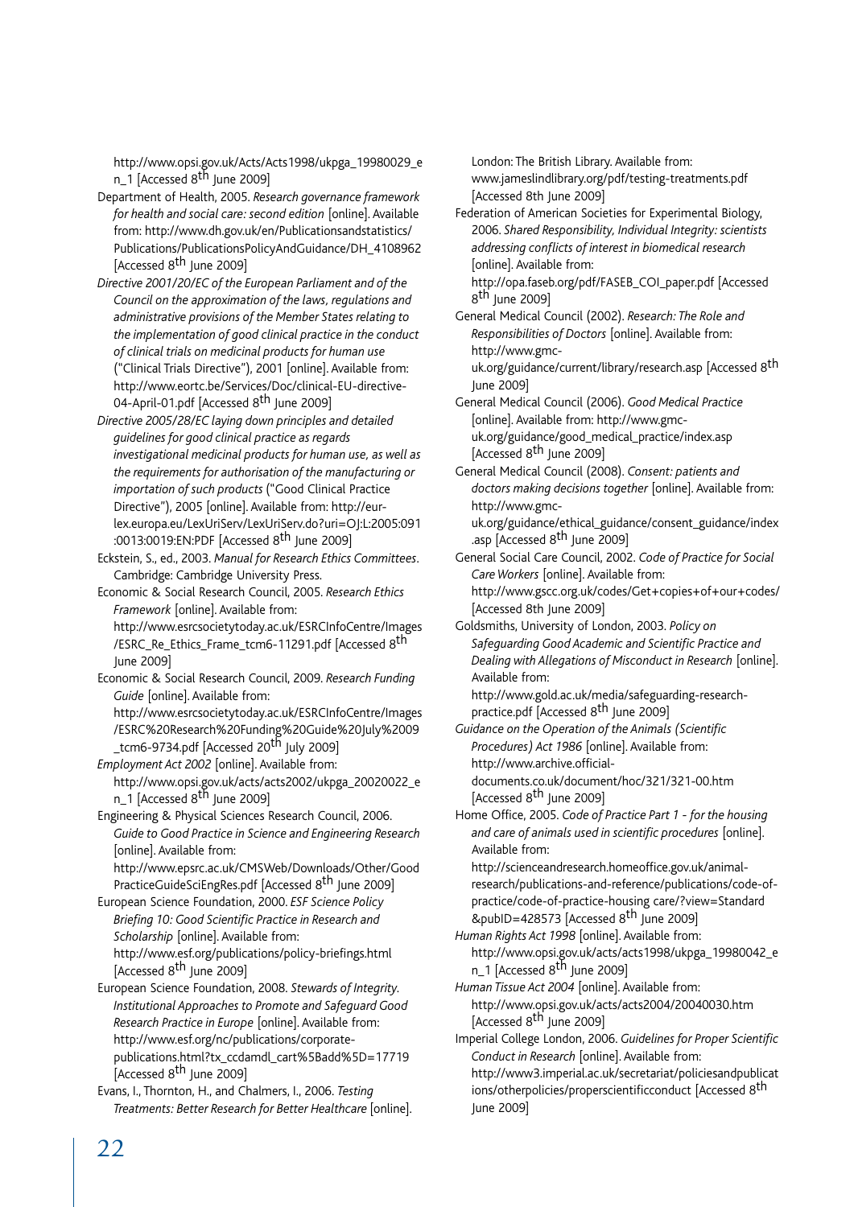http://www.opsi.gov.uk/Acts/Acts1998/ukpga_19980029_en_1 [Accessed 8th June 2009]

Department of Health, 2005. *Research governance framework for health and social care: second edition* [online]. Available from: http://www.dh.gov.uk/en/Publicationsandstatistics/Publications/PublicationsPolicyAndGuidance/DH_4108962 [Accessed 8th June 2009]

*Directive 2001/20/EC of the European Parliament and of the Council on the approximation of the laws, regulations and administrative provisions of the Member States relating to the implementation of good clinical practice in the conduct of clinical trials on medicinal products for human use* ("Clinical Trials Directive"), 2001 [online]. Available from: http://www.eortc.be/Services/Doc/clinical-EU-directive-04-April-01.pdf [Accessed 8th June 2009]

*Directive 2005/28/EC laying down principles and detailed guidelines for good clinical practice as regards investigational medicinal products for human use, as well as the requirements for authorisation of the manufacturing or importation of such products* ("Good Clinical Practice Directive"), 2005 [online]. Available from: http://eur-lex.europa.eu/LexUriServ/LexUriServ.do?uri=OJ:L:2005:091:0013:0019:EN:PDF [Accessed 8th June 2009]

Eckstein, S., ed., 2003. *Manual for Research Ethics Committees*. Cambridge: Cambridge University Press.

Economic & Social Research Council, 2005. *Research Ethics Framework* [online]. Available from: http://www.esrcsocietytoday.ac.uk/ESRCInfoCentre/Images/ESRC_Re_Ethics_Frame_tcm6-11291.pdf [Accessed 8th June 2009]

Economic & Social Research Council, 2009. *Research Funding Guide* [online]. Available from: http://www.esrcsocietytoday.ac.uk/ESRCInfoCentre/Images/ESRC%20Research%20Funding%20Guide%20July%2009_tcm6-9734.pdf [Accessed 20th July 2009]

*Employment Act 2002* [online]. Available from: http://www.opsi.gov.uk/acts/acts2002/ukpga_20020022_en_1 [Accessed 8th June 2009]

Engineering & Physical Sciences Research Council, 2006. *Guide to Good Practice in Science and Engineering Research* [online]. Available from: http://www.epsrc.ac.uk/CMSWeb/Downloads/Other/GoodPracticeGuideSciEngRes.pdf [Accessed 8th June 2009]

European Science Foundation, 2000. *ESF Science Policy Briefing 10: Good Scientific Practice in Research and Scholarship* [online]. Available from: http://www.esf.org/publications/policy-briefings.html [Accessed 8th June 2009]

European Science Foundation, 2008. *Stewards of Integrity. Institutional Approaches to Promote and Safeguard Good Research Practice in Europe* [online]. Available from: http://www.esf.org/nc/publications/corporate-publications.html?tx_ccdamdl_cart%5Badd%5D=17719 [Accessed 8th June 2009]

Evans, I., Thornton, H., and Chalmers, I., 2006. *Testing Treatments: Better Research for Better Healthcare* [online]. London: The British Library. Available from: www.jameslindlibrary.org/pdf/testing-treatments.pdf [Accessed 8th June 2009]

Federation of American Societies for Experimental Biology, 2006. *Shared Responsibility, Individual Integrity: scientists addressing conflicts of interest in biomedical research* [online]. Available from: http://opa.faseb.org/pdf/FASEB_COI_paper.pdf [Accessed 8th June 2009]

General Medical Council (2002). *Research: The Role and Responsibilities of Doctors* [online]. Available from: http://www.gmc-uk.org/guidance/current/library/research.asp [Accessed 8th June 2009]

General Medical Council (2006). *Good Medical Practice* [online]. Available from: http://www.gmc-uk.org/guidance/good_medical_practice/index.asp [Accessed 8th June 2009]

General Medical Council (2008). *Consent: patients and doctors making decisions together* [online]. Available from: http://www.gmc-uk.org/guidance/ethical_guidance/consent_guidance/index.asp [Accessed 8th June 2009]

General Social Care Council, 2002. *Code of Practice for Social Care Workers* [online]. Available from: http://www.gscc.org.uk/codes/Get+copies+of+our+codes/ [Accessed 8th June 2009]

Goldsmiths, University of London, 2003. *Policy on Safeguarding Good Academic and Scientific Practice and Dealing with Allegations of Misconduct in Research* [online]. Available from: http://www.gold.ac.uk/media/safeguarding-research-practice.pdf [Accessed 8th June 2009]

*Guidance on the Operation of the Animals (Scientific Procedures) Act 1986* [online]. Available from: http://www.archive.official-documents.co.uk/document/hoc/321/321-00.htm [Accessed 8th June 2009]

Home Office, 2005. *Code of Practice Part 1 - for the housing and care of animals used in scientific procedures* [online]. Available from: http://scienceandresearch.homeoffice.gov.uk/animal-research/publications-and-reference/publications/code-of-practice/code-of-practice-housing care/?view=Standard&pubID=428573 [Accessed 8th June 2009]

*Human Rights Act 1998* [online]. Available from: http://www.opsi.gov.uk/acts/acts1998/ukpga_19980042_en_1 [Accessed 8th June 2009]

*Human Tissue Act 2004* [online]. Available from: http://www.opsi.gov.uk/acts/acts2004/20040030.htm [Accessed 8th June 2009]

Imperial College London, 2006. *Guidelines for Proper Scientific Conduct in Research* [online]. Available from: http://www3.imperial.ac.uk/secretariat/policiesandpublications/otherpolicies/properscientificconduct [Accessed 8th June 2009]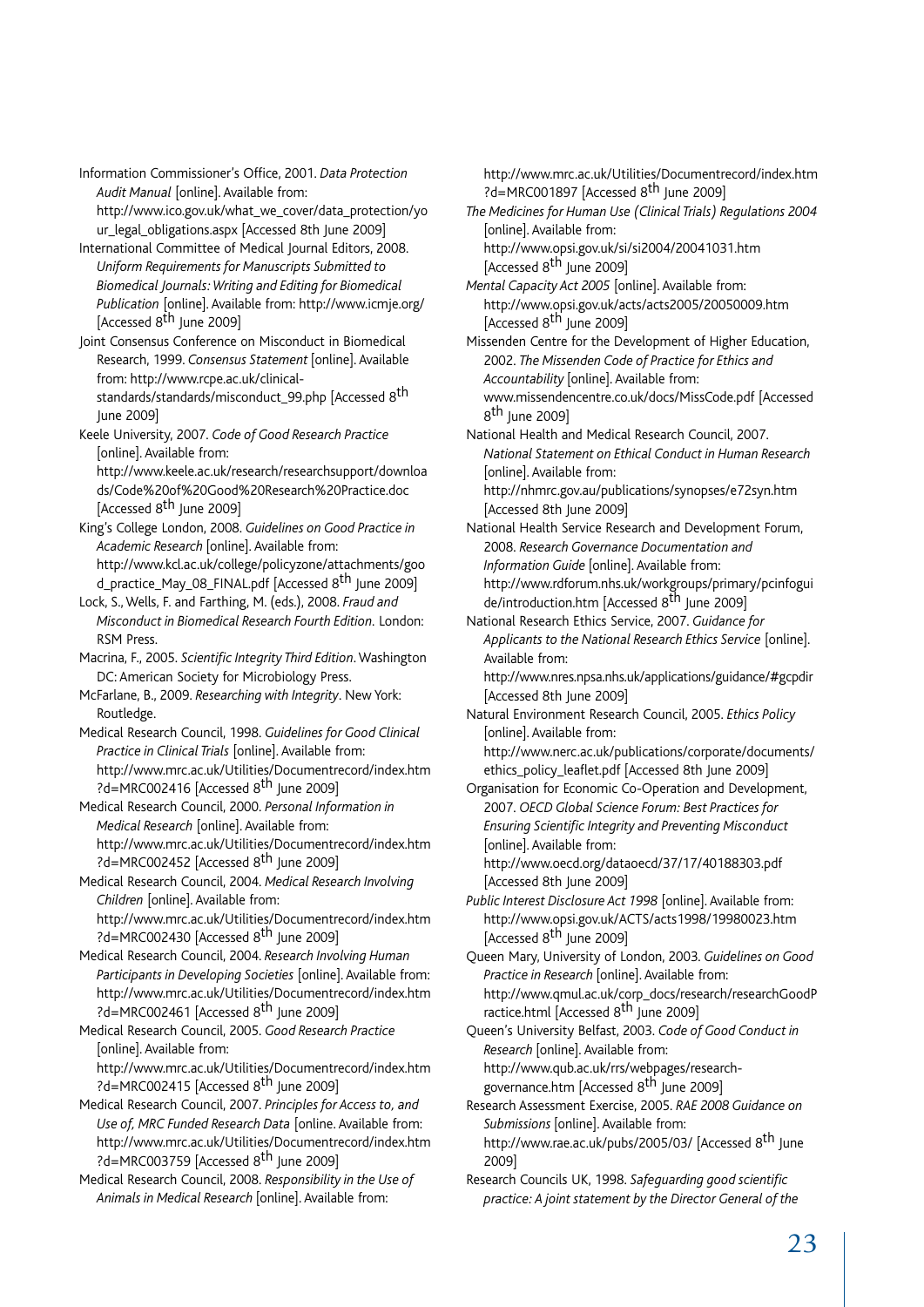Information Commissioner's Office, 2001. *Data Protection Audit Manual* [online]. Available from: http://www.ico.gov.uk/what_we_cover/data_protection/your_legal_obligations.aspx [Accessed 8th June 2009]

International Committee of Medical Journal Editors, 2008. *Uniform Requirements for Manuscripts Submitted to Biomedical Journals: Writing and Editing for Biomedical Publication* [online]. Available from: http://www.icmje.org/ [Accessed 8th June 2009]

Joint Consensus Conference on Misconduct in Biomedical Research, 1999. *Consensus Statement* [online]. Available from: http://www.rcpe.ac.uk/clinical-standards/standards/misconduct_99.php [Accessed 8th June 2009]

Keele University, 2007. *Code of Good Research Practice* [online]. Available from: http://www.keele.ac.uk/research/researchsupport/downloads/Code%20of%20Good%20Research%20Practice.doc [Accessed 8th June 2009]

King's College London, 2008. *Guidelines on Good Practice in Academic Research* [online]. Available from: http://www.kcl.ac.uk/college/policyzone/attachments/good_practice_May_08_FINAL.pdf [Accessed 8th June 2009]

Lock, S., Wells, F. and Farthing, M. (eds.), 2008. *Fraud and Misconduct in Biomedical Research Fourth Edition*. London: RSM Press.

Macrina, F., 2005. *Scientific Integrity Third Edition*. Washington DC: American Society for Microbiology Press.

McFarlane, B., 2009. *Researching with Integrity*. New York: Routledge.

Medical Research Council, 1998. *Guidelines for Good Clinical Practice in Clinical Trials* [online]. Available from: http://www.mrc.ac.uk/Utilities/Documentrecord/index.htm?d=MRC002416 [Accessed 8th June 2009]

Medical Research Council, 2000. *Personal Information in Medical Research* [online]. Available from: http://www.mrc.ac.uk/Utilities/Documentrecord/index.htm?d=MRC002452 [Accessed 8th June 2009]

Medical Research Council, 2004. *Medical Research Involving Children* [online]. Available from: http://www.mrc.ac.uk/Utilities/Documentrecord/index.htm?d=MRC002430 [Accessed 8th June 2009]

Medical Research Council, 2004. *Research Involving Human Participants in Developing Societies* [online]. Available from: http://www.mrc.ac.uk/Utilities/Documentrecord/index.htm?d=MRC002461 [Accessed 8th June 2009]

Medical Research Council, 2005. *Good Research Practice* [online]. Available from: http://www.mrc.ac.uk/Utilities/Documentrecord/index.htm?d=MRC002415 [Accessed 8th June 2009]

Medical Research Council, 2007. *Principles for Access to, and Use of, MRC Funded Research Data* [online. Available from: http://www.mrc.ac.uk/Utilities/Documentrecord/index.htm?d=MRC003759 [Accessed 8th June 2009]

Medical Research Council, 2008. *Responsibility in the Use of Animals in Medical Research* [online]. Available from: http://www.mrc.ac.uk/Utilities/Documentrecord/index.htm?d=MRC001897 [Accessed 8th June 2009]

*The Medicines for Human Use (Clinical Trials) Regulations 2004* [online]. Available from: http://www.opsi.gov.uk/si/si2004/20041031.htm [Accessed 8th June 2009]

*Mental Capacity Act 2005* [online]. Available from: http://www.opsi.gov.uk/acts/acts2005/20050009.htm [Accessed 8th June 2009]

Missenden Centre for the Development of Higher Education, 2002. *The Missenden Code of Practice for Ethics and Accountability* [online]. Available from: www.missendencentre.co.uk/docs/MissCode.pdf [Accessed 8th June 2009]

National Health and Medical Research Council, 2007. *National Statement on Ethical Conduct in Human Research* [online]. Available from: http://nhmrc.gov.au/publications/synopses/e72syn.htm [Accessed 8th June 2009]

National Health Service Research and Development Forum, 2008. *Research Governance Documentation and Information Guide* [online]. Available from: http://www.rdforum.nhs.uk/workgroups/primary/pcinfoguide/introduction.htm [Accessed 8th June 2009]

National Research Ethics Service, 2007. *Guidance for Applicants to the National Research Ethics Service* [online]. Available from: http://www.nres.npsa.nhs.uk/applications/guidance/#gcpdir [Accessed 8th June 2009]

Natural Environment Research Council, 2005. *Ethics Policy* [online]. Available from: http://www.nerc.ac.uk/publications/corporate/documents/ethics_policy_leaflet.pdf [Accessed 8th June 2009]

Organisation for Economic Co-Operation and Development, 2007. *OECD Global Science Forum: Best Practices for Ensuring Scientific Integrity and Preventing Misconduct* [online]. Available from: http://www.oecd.org/dataoecd/37/17/40188303.pdf [Accessed 8th June 2009]

*Public Interest Disclosure Act 1998* [online]. Available from: http://www.opsi.gov.uk/ACTS/acts1998/19980023.htm [Accessed 8th June 2009]

Queen Mary, University of London, 2003. *Guidelines on Good Practice in Research* [online]. Available from: http://www.qmul.ac.uk/corp_docs/research/researchGoodPractice.html [Accessed 8th June 2009]

Queen's University Belfast, 2003. *Code of Good Conduct in Research* [online]. Available from: http://www.qub.ac.uk/rrs/webpages/research-governance.htm [Accessed 8th June 2009]

Research Assessment Exercise, 2005. *RAE 2008 Guidance on Submissions* [online]. Available from: http://www.rae.ac.uk/pubs/2005/03/ [Accessed 8th June 2009]

Research Councils UK, 1998. *Safeguarding good scientific practice: A joint statement by the Director General of the*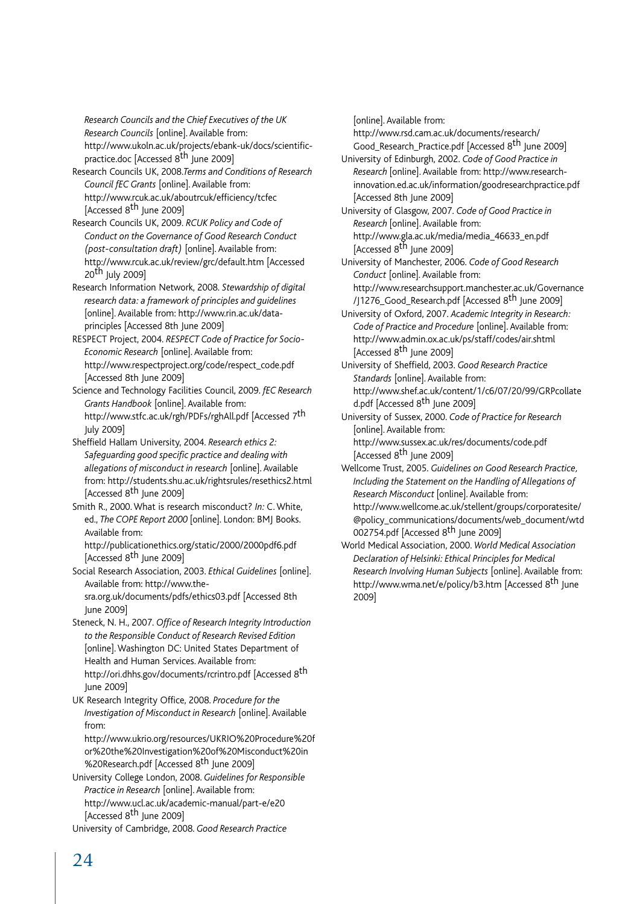*Research Councils and the Chief Executives of the UK Research Councils* [online]. Available from: http://www.ukoln.ac.uk/projects/ebank-uk/docs/scientific-practice.doc [Accessed 8th June 2009]

Research Councils UK, 2008. *Terms and Conditions of Research Council fEC Grants* [online]. Available from: http://www.rcuk.ac.uk/aboutrcuk/efficiency/tcfec [Accessed 8th June 2009]

Research Councils UK, 2009. *RCUK Policy and Code of Conduct on the Governance of Good Research Conduct (post-consultation draft)* [online]. Available from: http://www.rcuk.ac.uk/review/grc/default.htm [Accessed 20th July 2009]

Research Information Network, 2008. *Stewardship of digital research data: a framework of principles and guidelines* [online]. Available from: http://www.rin.ac.uk/data-principles [Accessed 8th June 2009]

RESPECT Project, 2004. *RESPECT Code of Practice for Socio-Economic Research* [online]. Available from: http://www.respectproject.org/code/respect_code.pdf [Accessed 8th June 2009]

Science and Technology Facilities Council, 2009. *fEC Research Grants Handbook* [online]. Available from: http://www.stfc.ac.uk/rgh/PDFs/rghAll.pdf [Accessed 7th July 2009]

Sheffield Hallam University, 2004. *Research ethics 2: Safeguarding good specific practice and dealing with allegations of misconduct in research* [online]. Available from: http://students.shu.ac.uk/rightsrules/resethics2.html [Accessed 8th June 2009]

Smith R., 2000. What is research misconduct? *In:* C. White, ed., *The COPE Report 2000* [online]. London: BMJ Books. Available from: http://publicationethics.org/static/2000/2000pdf6.pdf [Accessed 8th June 2009]

Social Research Association, 2003. *Ethical Guidelines* [online]. Available from: http://www.the-sra.org.uk/documents/pdfs/ethics03.pdf [Accessed 8th June 2009]

Steneck, N. H., 2007. *Office of Research Integrity Introduction to the Responsible Conduct of Research Revised Edition* [online]. Washington DC: United States Department of Health and Human Services. Available from: http://ori.dhhs.gov/documents/rcrintro.pdf [Accessed 8th June 2009]

UK Research Integrity Office, 2008. *Procedure for the Investigation of Misconduct in Research* [online]. Available from: http://www.ukrio.org/resources/UKRIO%20Procedure%20for%20the%20Investigation%20of%20Misconduct%20in%20Research.pdf [Accessed 8th June 2009]

University College London, 2008. *Guidelines for Responsible Practice in Research* [online]. Available from: http://www.ucl.ac.uk/academic-manual/part-e/e20 [Accessed 8th June 2009]

University of Cambridge, 2008. *Good Research Practice* [online]. Available from: http://www.rsd.cam.ac.uk/documents/research/Good_Research_Practice.pdf [Accessed 8th June 2009]

University of Edinburgh, 2002. *Code of Good Practice in Research* [online]. Available from: http://www.research-innovation.ed.ac.uk/information/goodresearchpractice.pdf [Accessed 8th June 2009]

University of Glasgow, 2007. *Code of Good Practice in Research* [online]. Available from: http://www.gla.ac.uk/media/media_46633_en.pdf [Accessed 8th June 2009]

University of Manchester, 2006. *Code of Good Research Conduct* [online]. Available from: http://www.researchsupport.manchester.ac.uk/Governance/J1276_Good_Research.pdf [Accessed 8th June 2009]

University of Oxford, 2007. *Academic Integrity in Research: Code of Practice and Procedure* [online]. Available from: http://www.admin.ox.ac.uk/ps/staff/codes/air.shtml [Accessed 8th June 2009]

University of Sheffield, 2003. *Good Research Practice Standards* [online]. Available from: http://www.shef.ac.uk/content/1/c6/07/20/99/GRPcollated.pdf [Accessed 8th June 2009]

University of Sussex, 2000. *Code of Practice for Research* [online]. Available from: http://www.sussex.ac.uk/res/documents/code.pdf [Accessed 8th June 2009]

Wellcome Trust, 2005. *Guidelines on Good Research Practice, Including the Statement on the Handling of Allegations of Research Misconduct* [online]. Available from: http://www.wellcome.ac.uk/stellent/groups/corporatesite/@policy_communications/documents/web_document/wtd002754.pdf [Accessed 8th June 2009]

World Medical Association, 2000. *World Medical Association Declaration of Helsinki: Ethical Principles for Medical Research Involving Human Subjects* [online]. Available from: http://www.wma.net/e/policy/b3.htm [Accessed 8th June 2009]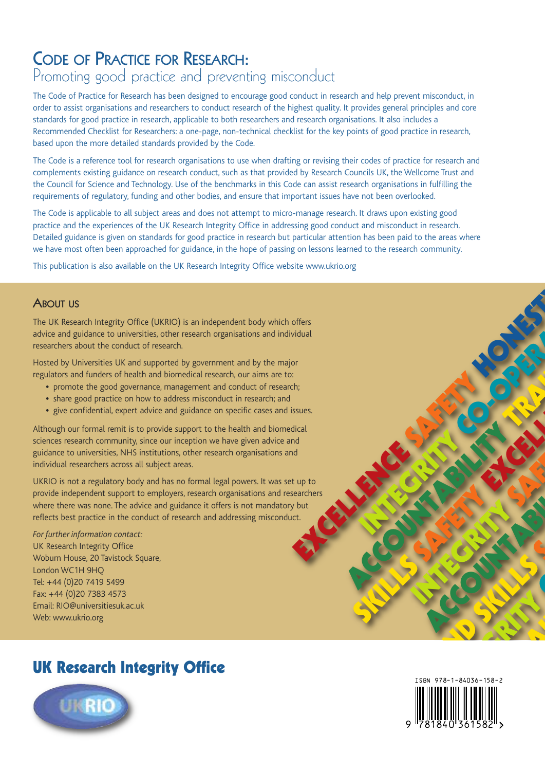# Code of Practice for Research:

## Promoting good practice and preventing misconduct

The Code of Practice for Research has been designed to encourage good conduct in research and help prevent misconduct, in order to assist organisations and researchers to conduct research of the highest quality. It provides general principles and core standards for good practice in research, applicable to both researchers and research organisations. It also includes a Recommended Checklist for Researchers: a one-page, non-technical checklist for the key points of good practice in research, based upon the more detailed standards provided by the Code.

The Code is a reference tool for research organisations to use when drafting or revising their codes of practice for research and complements existing guidance on research conduct, such as that provided by Research Councils UK, the Wellcome Trust and the Council for Science and Technology. Use of the benchmarks in this Code can assist research organisations in fulfilling the requirements of regulatory, funding and other bodies, and ensure that important issues have not been overlooked.

The Code is applicable to all subject areas and does not attempt to micro-manage research. It draws upon existing good practice and the experiences of the UK Research Integrity Office in addressing good conduct and misconduct in research. Detailed guidance is given on standards for good practice in research but particular attention has been paid to the areas where we have most often been approached for guidance, in the hope of passing on lessons learned to the research community.

This publication is also available on the UK Research Integrity Office website www.ukrio.org

## About us

The UK Research Integrity Office (UKRIO) is an independent body which offers advice and guidance to universities, other research organisations and individual researchers about the conduct of research.

Hosted by Universities UK and supported by government and by the major regulators and funders of health and biomedical research, our aims are to:

- promote the good governance, management and conduct of research;
- share good practice on how to address misconduct in research; and
- give confidential, expert advice and guidance on specific cases and issues.

Although our formal remit is to provide support to the health and biomedical sciences research community, since our inception we have given advice and guidance to universities, NHS institutions, other research organisations and individual researchers across all subject areas.

UKRIO is not a regulatory body and has no formal legal powers. It was set up to provide independent support to employers, research organisations and researchers where there was none. The advice and guidance it offers is not mandatory but reflects best practice in the conduct of research and addressing misconduct.

*For further information contact:*
UK Research Integrity Office
Woburn House, 20 Tavistock Square,
London WC1H 9HQ
Tel: +44 (0)20 7419 5499
Fax: +44 (0)20 7383 4573
Email: RIO@universitiesuk.ac.uk
Web: www.ukrio.org

**UK Research Integrity Office**

ISBN 978-1-84036-158-2